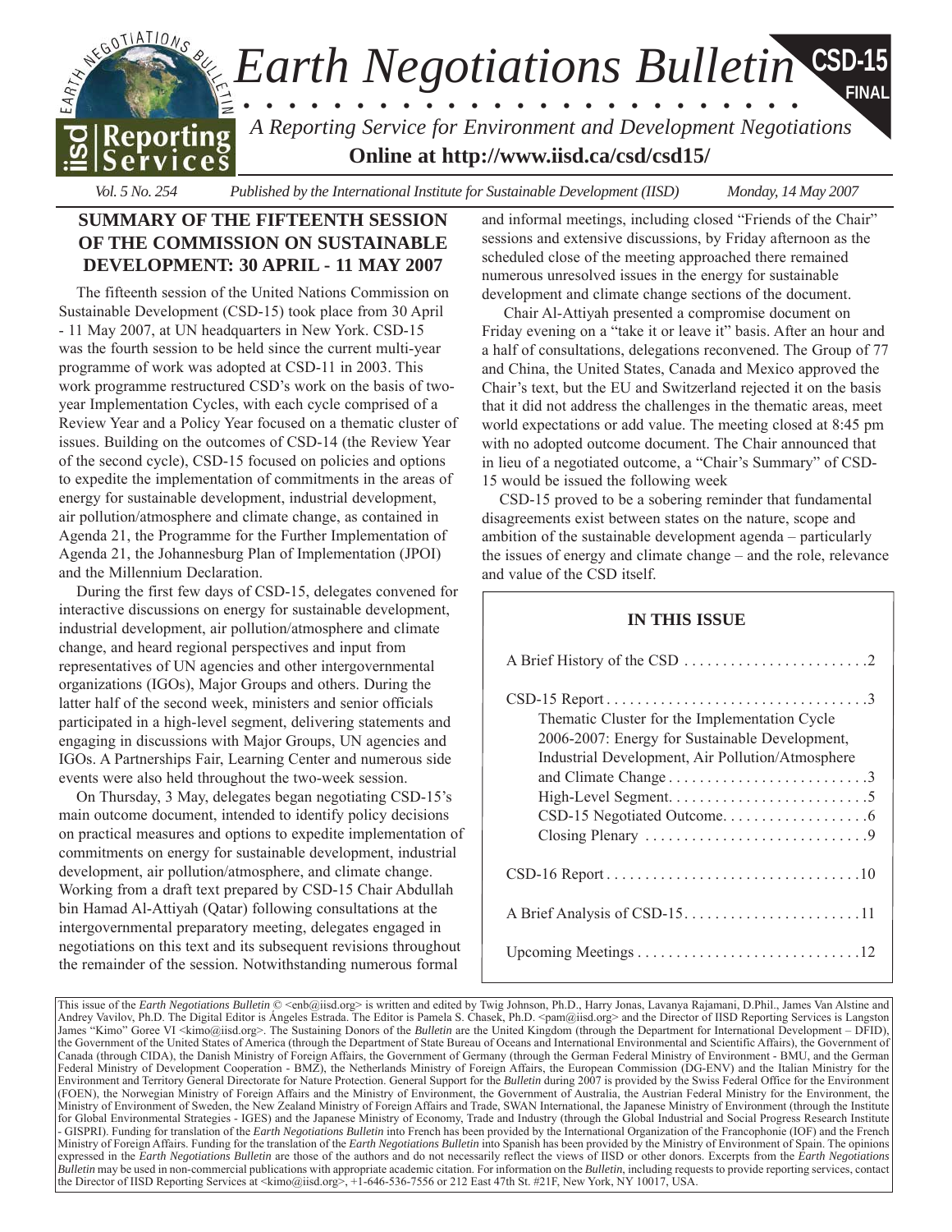# Earth Negotiations Bulletin

**CSD-15 FINAL**

*A Reporting Service for Environment and Development Negotiations*

**Online at http://www.iisd.ca/csd/csd15/**

*Vol. 5 No. 254* *Published by the International Institute for Sustainable Development (IISD)* *Monday, 14 May 2007*

## SUMMARY OF THE FIFTEENTH SESSION OF THE COMMISSION ON SUSTAINABLE DEVELOPMENT: 30 APRIL - 11 MAY 2007

The fifteenth session of the United Nations Commission on Sustainable Development (CSD-15) took place from 30 April - 11 May 2007, at UN headquarters in New York. CSD-15 was the fourth session to be held since the current multi-year programme of work was adopted at CSD-11 in 2003. This work programme restructured CSD's work on the basis of two-year Implementation Cycles, with each cycle comprised of a Review Year and a Policy Year focused on a thematic cluster of issues. Building on the outcomes of CSD-14 (the Review Year of the second cycle), CSD-15 focused on policies and options to expedite the implementation of commitments in the areas of energy for sustainable development, industrial development, air pollution/atmosphere and climate change, as contained in Agenda 21, the Programme for the Further Implementation of Agenda 21, the Johannesburg Plan of Implementation (JPOI) and the Millennium Declaration.

During the first few days of CSD-15, delegates convened for interactive discussions on energy for sustainable development, industrial development, air pollution/atmosphere and climate change, and heard regional perspectives and input from representatives of UN agencies and other intergovernmental organizations (IGOs), Major Groups and others. During the latter half of the second week, ministers and senior officials participated in a high-level segment, delivering statements and engaging in discussions with Major Groups, UN agencies and IGOs. A Partnerships Fair, Learning Center and numerous side events were also held throughout the two-week session.

On Thursday, 3 May, delegates began negotiating CSD-15's main outcome document, intended to identify policy decisions on practical measures and options to expedite implementation of commitments on energy for sustainable development, industrial development, air pollution/atmosphere, and climate change. Working from a draft text prepared by CSD-15 Chair Abdullah bin Hamad Al-Attiyah (Qatar) following consultations at the intergovernmental preparatory meeting, delegates engaged in negotiations on this text and its subsequent revisions throughout the remainder of the session. Notwithstanding numerous formal and informal meetings, including closed "Friends of the Chair" sessions and extensive discussions, by Friday afternoon as the scheduled close of the meeting approached there remained numerous unresolved issues in the energy for sustainable development and climate change sections of the document.

Chair Al-Attiyah presented a compromise document on Friday evening on a "take it or leave it" basis. After an hour and a half of consultations, delegations reconvened. The Group of 77 and China, the United States, Canada and Mexico approved the Chair's text, but the EU and Switzerland rejected it on the basis that it did not address the challenges in the thematic areas, meet world expectations or add value. The meeting closed at 8:45 pm with no adopted outcome document. The Chair announced that in lieu of a negotiated outcome, a "Chair's Summary" of CSD-15 would be issued the following week

CSD-15 proved to be a sobering reminder that fundamental disagreements exist between states on the nature, scope and ambition of the sustainable development agenda – particularly the issues of energy and climate change – and the role, relevance and value of the CSD itself.

### IN THIS ISSUE

- A Brief History of the CSD ....... 2
- CSD-15 Report ....... 3
  - Thematic Cluster for the Implementation Cycle 2006-2007: Energy for Sustainable Development, Industrial Development, Air Pollution/Atmosphere and Climate Change ....... 3
  - High-Level Segment ....... 5
  - CSD-15 Negotiated Outcome ....... 6
  - Closing Plenary ....... 9
- CSD-16 Report ....... 10
- A Brief Analysis of CSD-15 ....... 11
- Upcoming Meetings ....... 12

This issue of the *Earth Negotiations Bulletin* © <enb@iisd.org> is written and edited by Twig Johnson, Ph.D., Harry Jonas, Lavanya Rajamani, D.Phil., James Van Alstine and Andrey Vavilov, Ph.D. The Digital Editor is Ángeles Estrada. The Editor is Pamela S. Chasek, Ph.D. <pam@iisd.org> and the Director of IISD Reporting Services is Langston James "Kimo" Goree VI <kimo@iisd.org>. The Sustaining Donors of the *Bulletin* are the United Kingdom (through the Department for International Development - DFID), the Government of the United States of America (through the Department of State Bureau of Oceans and International Environmental and Scientific Affairs), the Government of Canada (through CIDA), the Danish Ministry of Foreign Affairs, the Government of Germany (through the German Federal Ministry of Environment - BMU, and the German Federal Ministry of Development Cooperation - BMZ), the Netherlands Ministry of Foreign Affairs, the European Commission (DG-ENV) and the Italian Ministry for the Environment and Territory General Directorate for Nature Protection. General Support for the *Bulletin* during 2007 is provided by the Swiss Federal Office for the Environment (FOEN), the Norwegian Ministry of Foreign Affairs and the Ministry of Environment, the Government of Australia, the Austrian Federal Ministry for the Environment, the Ministry of Environment of Sweden, the New Zealand Ministry of Foreign Affairs and Trade, SWAN International, the Japanese Ministry of Environment (through the Institute for Global Environmental Strategies - IGES) and the Japanese Ministry of Economy, Trade and Industry (through the Global Industrial and Social Progress Research Institute - GISPRI). Funding for translation of the *Earth Negotiations Bulletin* into French has been provided by the International Organization of the Francophonie (IOF) and the French Ministry of Foreign Affairs. Funding for the translation of the *Earth Negotiations Bulletin* into Spanish has been provided by the Ministry of Environment of Spain. The opinions expressed in the *Earth Negotiations Bulletin* are those of the authors and do not necessarily reflect the views of IISD or other donors. Excerpts from the *Earth Negotiations Bulletin* may be used in non-commercial publications with appropriate academic citation. For information on the *Bulletin*, including requests to provide reporting services, contact the Director of IISD Reporting Services at <kimo@iisd.org>, +1-646-536-7556 or 212 East 47th St. #21F, New York, NY 10017, USA.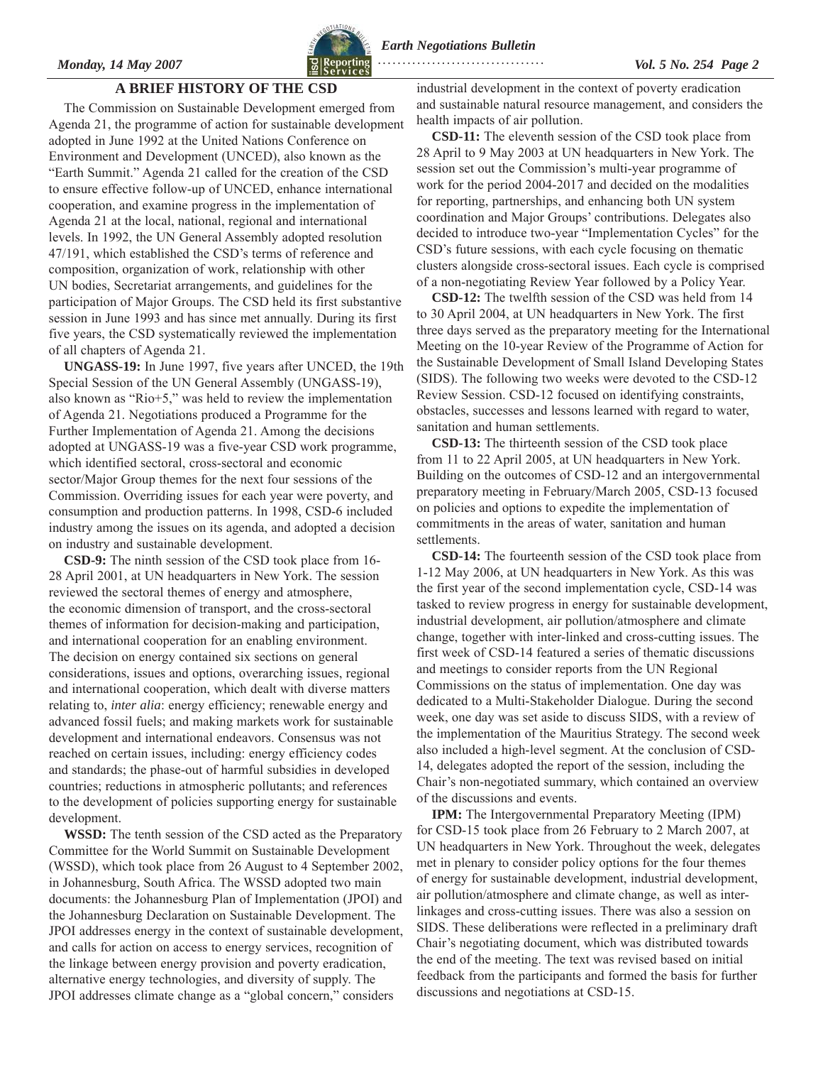## A BRIEF HISTORY OF THE CSD

The Commission on Sustainable Development emerged from Agenda 21, the programme of action for sustainable development adopted in June 1992 at the United Nations Conference on Environment and Development (UNCED), also known as the "Earth Summit." Agenda 21 called for the creation of the CSD to ensure effective follow-up of UNCED, enhance international cooperation, and examine progress in the implementation of Agenda 21 at the local, national, regional and international levels. In 1992, the UN General Assembly adopted resolution 47/191, which established the CSD's terms of reference and composition, organization of work, relationship with other UN bodies, Secretariat arrangements, and guidelines for the participation of Major Groups. The CSD held its first substantive session in June 1993 and has since met annually. During its first five years, the CSD systematically reviewed the implementation of all chapters of Agenda 21.

**UNGASS-19:** In June 1997, five years after UNCED, the 19th Special Session of the UN General Assembly (UNGASS-19), also known as "Rio+5," was held to review the implementation of Agenda 21. Negotiations produced a Programme for the Further Implementation of Agenda 21. Among the decisions adopted at UNGASS-19 was a five-year CSD work programme, which identified sectoral, cross-sectoral and economic sector/Major Group themes for the next four sessions of the Commission. Overriding issues for each year were poverty, and consumption and production patterns. In 1998, CSD-6 included industry among the issues on its agenda, and adopted a decision on industry and sustainable development.

**CSD-9:** The ninth session of the CSD took place from 16-28 April 2001, at UN headquarters in New York. The session reviewed the sectoral themes of energy and atmosphere, the economic dimension of transport, and the cross-sectoral themes of information for decision-making and participation, and international cooperation for an enabling environment. The decision on energy contained six sections on general considerations, issues and options, overarching issues, regional and international cooperation, which dealt with diverse matters relating to, *inter alia*: energy efficiency; renewable energy and advanced fossil fuels; and making markets work for sustainable development and international endeavors. Consensus was not reached on certain issues, including: energy efficiency codes and standards; the phase-out of harmful subsidies in developed countries; reductions in atmospheric pollutants; and references to the development of policies supporting energy for sustainable development.

**WSSD:** The tenth session of the CSD acted as the Preparatory Committee for the World Summit on Sustainable Development (WSSD), which took place from 26 August to 4 September 2002, in Johannesburg, South Africa. The WSSD adopted two main documents: the Johannesburg Plan of Implementation (JPOI) and the Johannesburg Declaration on Sustainable Development. The JPOI addresses energy in the context of sustainable development, and calls for action on access to energy services, recognition of the linkage between energy provision and poverty eradication, alternative energy technologies, and diversity of supply. The JPOI addresses climate change as a "global concern," considers industrial development in the context of poverty eradication and sustainable natural resource management, and considers the health impacts of air pollution.

**CSD-11:** The eleventh session of the CSD took place from 28 April to 9 May 2003 at UN headquarters in New York. The session set out the Commission's multi-year programme of work for the period 2004-2017 and decided on the modalities for reporting, partnerships, and enhancing both UN system coordination and Major Groups' contributions. Delegates also decided to introduce two-year "Implementation Cycles" for the CSD's future sessions, with each cycle focusing on thematic clusters alongside cross-sectoral issues. Each cycle is comprised of a non-negotiating Review Year followed by a Policy Year.

**CSD-12:** The twelfth session of the CSD was held from 14 to 30 April 2004, at UN headquarters in New York. The first three days served as the preparatory meeting for the International Meeting on the 10-year Review of the Programme of Action for the Sustainable Development of Small Island Developing States (SIDS). The following two weeks were devoted to the CSD-12 Review Session. CSD-12 focused on identifying constraints, obstacles, successes and lessons learned with regard to water, sanitation and human settlements.

**CSD-13:** The thirteenth session of the CSD took place from 11 to 22 April 2005, at UN headquarters in New York. Building on the outcomes of CSD-12 and an intergovernmental preparatory meeting in February/March 2005, CSD-13 focused on policies and options to expedite the implementation of commitments in the areas of water, sanitation and human settlements.

**CSD-14:** The fourteenth session of the CSD took place from 1-12 May 2006, at UN headquarters in New York. As this was the first year of the second implementation cycle, CSD-14 was tasked to review progress in energy for sustainable development, industrial development, air pollution/atmosphere and climate change, together with inter-linked and cross-cutting issues. The first week of CSD-14 featured a series of thematic discussions and meetings to consider reports from the UN Regional Commissions on the status of implementation. One day was dedicated to a Multi-Stakeholder Dialogue. During the second week, one day was set aside to discuss SIDS, with a review of the implementation of the Mauritius Strategy. The second week also included a high-level segment. At the conclusion of CSD-14, delegates adopted the report of the session, including the Chair's non-negotiated summary, which contained an overview of the discussions and events.

**IPM:** The Intergovernmental Preparatory Meeting (IPM) for CSD-15 took place from 26 February to 2 March 2007, at UN headquarters in New York. Throughout the week, delegates met in plenary to consider policy options for the four themes of energy for sustainable development, industrial development, air pollution/atmosphere and climate change, as well as inter-linkages and cross-cutting issues. There was also a session on SIDS. These deliberations were reflected in a preliminary draft Chair's negotiating document, which was distributed towards the end of the meeting. The text was revised based on initial feedback from the participants and formed the basis for further discussions and negotiations at CSD-15.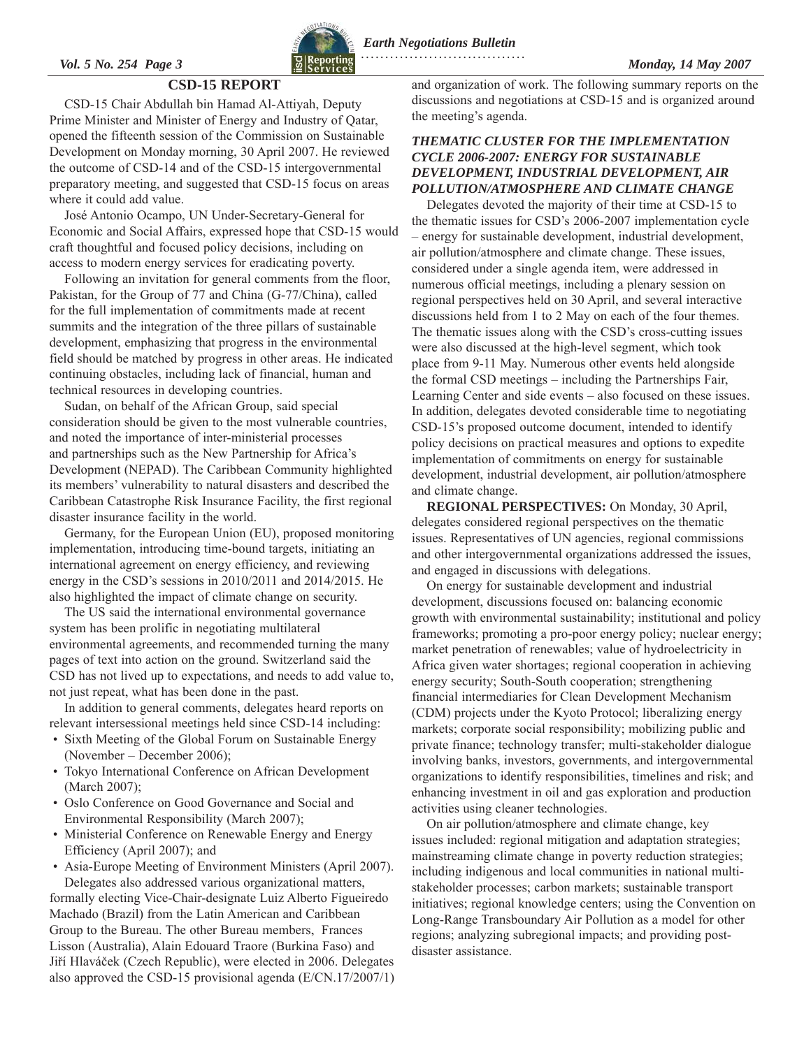## CSD-15 REPORT

CSD-15 Chair Abdullah bin Hamad Al-Attiyah, Deputy Prime Minister and Minister of Energy and Industry of Qatar, opened the fifteenth session of the Commission on Sustainable Development on Monday morning, 30 April 2007. He reviewed the outcome of CSD-14 and of the CSD-15 intergovernmental preparatory meeting, and suggested that CSD-15 focus on areas where it could add value.

José Antonio Ocampo, UN Under-Secretary-General for Economic and Social Affairs, expressed hope that CSD-15 would craft thoughtful and focused policy decisions, including on access to modern energy services for eradicating poverty.

Following an invitation for general comments from the floor, Pakistan, for the Group of 77 and China (G-77/China), called for the full implementation of commitments made at recent summits and the integration of the three pillars of sustainable development, emphasizing that progress in the environmental field should be matched by progress in other areas. He indicated continuing obstacles, including lack of financial, human and technical resources in developing countries.

Sudan, on behalf of the African Group, said special consideration should be given to the most vulnerable countries, and noted the importance of inter-ministerial processes and partnerships such as the New Partnership for Africa's Development (NEPAD). The Caribbean Community highlighted its members' vulnerability to natural disasters and described the Caribbean Catastrophe Risk Insurance Facility, the first regional disaster insurance facility in the world.

Germany, for the European Union (EU), proposed monitoring implementation, introducing time-bound targets, initiating an international agreement on energy efficiency, and reviewing energy in the CSD's sessions in 2010/2011 and 2014/2015. He also highlighted the impact of climate change on security.

The US said the international environmental governance system has been prolific in negotiating multilateral environmental agreements, and recommended turning the many pages of text into action on the ground. Switzerland said the CSD has not lived up to expectations, and needs to add value to, not just repeat, what has been done in the past.

In addition to general comments, delegates heard reports on relevant intersessional meetings held since CSD-14 including:

- Sixth Meeting of the Global Forum on Sustainable Energy (November – December 2006);
- Tokyo International Conference on African Development (March 2007);
- Oslo Conference on Good Governance and Social and Environmental Responsibility (March 2007);
- Ministerial Conference on Renewable Energy and Energy Efficiency (April 2007); and
- Asia-Europe Meeting of Environment Ministers (April 2007).

Delegates also addressed various organizational matters, formally electing Vice-Chair-designate Luiz Alberto Figueiredo Machado (Brazil) from the Latin American and Caribbean Group to the Bureau. The other Bureau members, Frances Lisson (Australia), Alain Edouard Traore (Burkina Faso) and Jiří Hlaváček (Czech Republic), were elected in 2006. Delegates also approved the CSD-15 provisional agenda (E/CN.17/2007/1) and organization of work. The following summary reports on the discussions and negotiations at CSD-15 and is organized around the meeting's agenda.

### *THEMATIC CLUSTER FOR THE IMPLEMENTATION CYCLE 2006-2007: ENERGY FOR SUSTAINABLE DEVELOPMENT, INDUSTRIAL DEVELOPMENT, AIR POLLUTION/ATMOSPHERE AND CLIMATE CHANGE*

Delegates devoted the majority of their time at CSD-15 to the thematic issues for CSD's 2006-2007 implementation cycle – energy for sustainable development, industrial development, air pollution/atmosphere and climate change. These issues, considered under a single agenda item, were addressed in numerous official meetings, including a plenary session on regional perspectives held on 30 April, and several interactive discussions held from 1 to 2 May on each of the four themes. The thematic issues along with the CSD's cross-cutting issues were also discussed at the high-level segment, which took place from 9-11 May. Numerous other events held alongside the formal CSD meetings – including the Partnerships Fair, Learning Center and side events – also focused on these issues. In addition, delegates devoted considerable time to negotiating CSD-15's proposed outcome document, intended to identify policy decisions on practical measures and options to expedite implementation of commitments on energy for sustainable development, industrial development, air pollution/atmosphere and climate change.

**REGIONAL PERSPECTIVES:** On Monday, 30 April, delegates considered regional perspectives on the thematic issues. Representatives of UN agencies, regional commissions and other intergovernmental organizations addressed the issues, and engaged in discussions with delegations.

On energy for sustainable development and industrial development, discussions focused on: balancing economic growth with environmental sustainability; institutional and policy frameworks; promoting a pro-poor energy policy; nuclear energy; market penetration of renewables; value of hydroelectricity in Africa given water shortages; regional cooperation in achieving energy security; South-South cooperation; strengthening financial intermediaries for Clean Development Mechanism (CDM) projects under the Kyoto Protocol; liberalizing energy markets; corporate social responsibility; mobilizing public and private finance; technology transfer; multi-stakeholder dialogue involving banks, investors, governments, and intergovernmental organizations to identify responsibilities, timelines and risk; and enhancing investment in oil and gas exploration and production activities using cleaner technologies.

On air pollution/atmosphere and climate change, key issues included: regional mitigation and adaptation strategies; mainstreaming climate change in poverty reduction strategies; including indigenous and local communities in national multi-stakeholder processes; carbon markets; sustainable transport initiatives; regional knowledge centers; using the Convention on Long-Range Transboundary Air Pollution as a model for other regions; analyzing subregional impacts; and providing post-disaster assistance.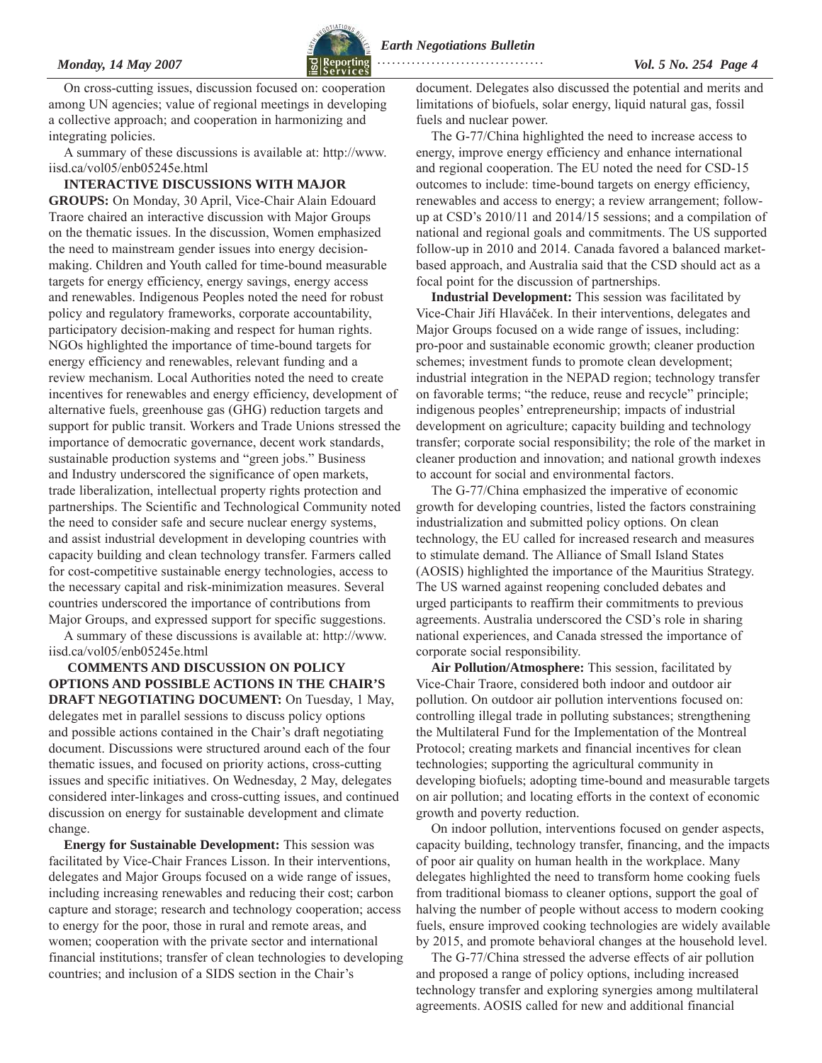On cross-cutting issues, discussion focused on: cooperation among UN agencies; value of regional meetings in developing a collective approach; and cooperation in harmonizing and integrating policies.

A summary of these discussions is available at: http://www.iisd.ca/vol05/enb05245e.html

**INTERACTIVE DISCUSSIONS WITH MAJOR GROUPS:** On Monday, 30 April, Vice-Chair Alain Edouard Traore chaired an interactive discussion with Major Groups on the thematic issues. In the discussion, Women emphasized the need to mainstream gender issues into energy decision-making. Children and Youth called for time-bound measurable targets for energy efficiency, energy savings, energy access and renewables. Indigenous Peoples noted the need for robust policy and regulatory frameworks, corporate accountability, participatory decision-making and respect for human rights. NGOs highlighted the importance of time-bound targets for energy efficiency and renewables, relevant funding and a review mechanism. Local Authorities noted the need to create incentives for renewables and energy efficiency, development of alternative fuels, greenhouse gas (GHG) reduction targets and support for public transit. Workers and Trade Unions stressed the importance of democratic governance, decent work standards, sustainable production systems and "green jobs." Business and Industry underscored the significance of open markets, trade liberalization, intellectual property rights protection and partnerships. The Scientific and Technological Community noted the need to consider safe and secure nuclear energy systems, and assist industrial development in developing countries with capacity building and clean technology transfer. Farmers called for cost-competitive sustainable energy technologies, access to the necessary capital and risk-minimization measures. Several countries underscored the importance of contributions from Major Groups, and expressed support for specific suggestions.

A summary of these discussions is available at: http://www.iisd.ca/vol05/enb05245e.html

**COMMENTS AND DISCUSSION ON POLICY OPTIONS AND POSSIBLE ACTIONS IN THE CHAIR'S DRAFT NEGOTIATING DOCUMENT:** On Tuesday, 1 May, delegates met in parallel sessions to discuss policy options and possible actions contained in the Chair's draft negotiating document. Discussions were structured around each of the four thematic issues, and focused on priority actions, cross-cutting issues and specific initiatives. On Wednesday, 2 May, delegates considered inter-linkages and cross-cutting issues, and continued discussion on energy for sustainable development and climate change.

**Energy for Sustainable Development:** This session was facilitated by Vice-Chair Frances Lisson. In their interventions, delegates and Major Groups focused on a wide range of issues, including increasing renewables and reducing their cost; carbon capture and storage; research and technology cooperation; access to energy for the poor, those in rural and remote areas, and women; cooperation with the private sector and international financial institutions; transfer of clean technologies to developing countries; and inclusion of a SIDS section in the Chair's document. Delegates also discussed the potential and merits and limitations of biofuels, solar energy, liquid natural gas, fossil fuels and nuclear power.

The G-77/China highlighted the need to increase access to energy, improve energy efficiency and enhance international and regional cooperation. The EU noted the need for CSD-15 outcomes to include: time-bound targets on energy efficiency, renewables and access to energy; a review arrangement; follow-up at CSD's 2010/11 and 2014/15 sessions; and a compilation of national and regional goals and commitments. The US supported follow-up in 2010 and 2014. Canada favored a balanced market-based approach, and Australia said that the CSD should act as a focal point for the discussion of partnerships.

**Industrial Development:** This session was facilitated by Vice-Chair Jiří Hlaváček. In their interventions, delegates and Major Groups focused on a wide range of issues, including: pro-poor and sustainable economic growth; cleaner production schemes; investment funds to promote clean development; industrial integration in the NEPAD region; technology transfer on favorable terms; "the reduce, reuse and recycle" principle; indigenous peoples' entrepreneurship; impacts of industrial development on agriculture; capacity building and technology transfer; corporate social responsibility; the role of the market in cleaner production and innovation; and national growth indexes to account for social and environmental factors.

The G-77/China emphasized the imperative of economic growth for developing countries, listed the factors constraining industrialization and submitted policy options. On clean technology, the EU called for increased research and measures to stimulate demand. The Alliance of Small Island States (AOSIS) highlighted the importance of the Mauritius Strategy. The US warned against reopening concluded debates and urged participants to reaffirm their commitments to previous agreements. Australia underscored the CSD's role in sharing national experiences, and Canada stressed the importance of corporate social responsibility.

**Air Pollution/Atmosphere:** This session, facilitated by Vice-Chair Traore, considered both indoor and outdoor air pollution. On outdoor air pollution interventions focused on: controlling illegal trade in polluting substances; strengthening the Multilateral Fund for the Implementation of the Montreal Protocol; creating markets and financial incentives for clean technologies; supporting the agricultural community in developing biofuels; adopting time-bound and measurable targets on air pollution; and locating efforts in the context of economic growth and poverty reduction.

On indoor pollution, interventions focused on gender aspects, capacity building, technology transfer, financing, and the impacts of poor air quality on human health in the workplace. Many delegates highlighted the need to transform home cooking fuels from traditional biomass to cleaner options, support the goal of halving the number of people without access to modern cooking fuels, ensure improved cooking technologies are widely available by 2015, and promote behavioral changes at the household level.

The G-77/China stressed the adverse effects of air pollution and proposed a range of policy options, including increased technology transfer and exploring synergies among multilateral agreements. AOSIS called for new and additional financial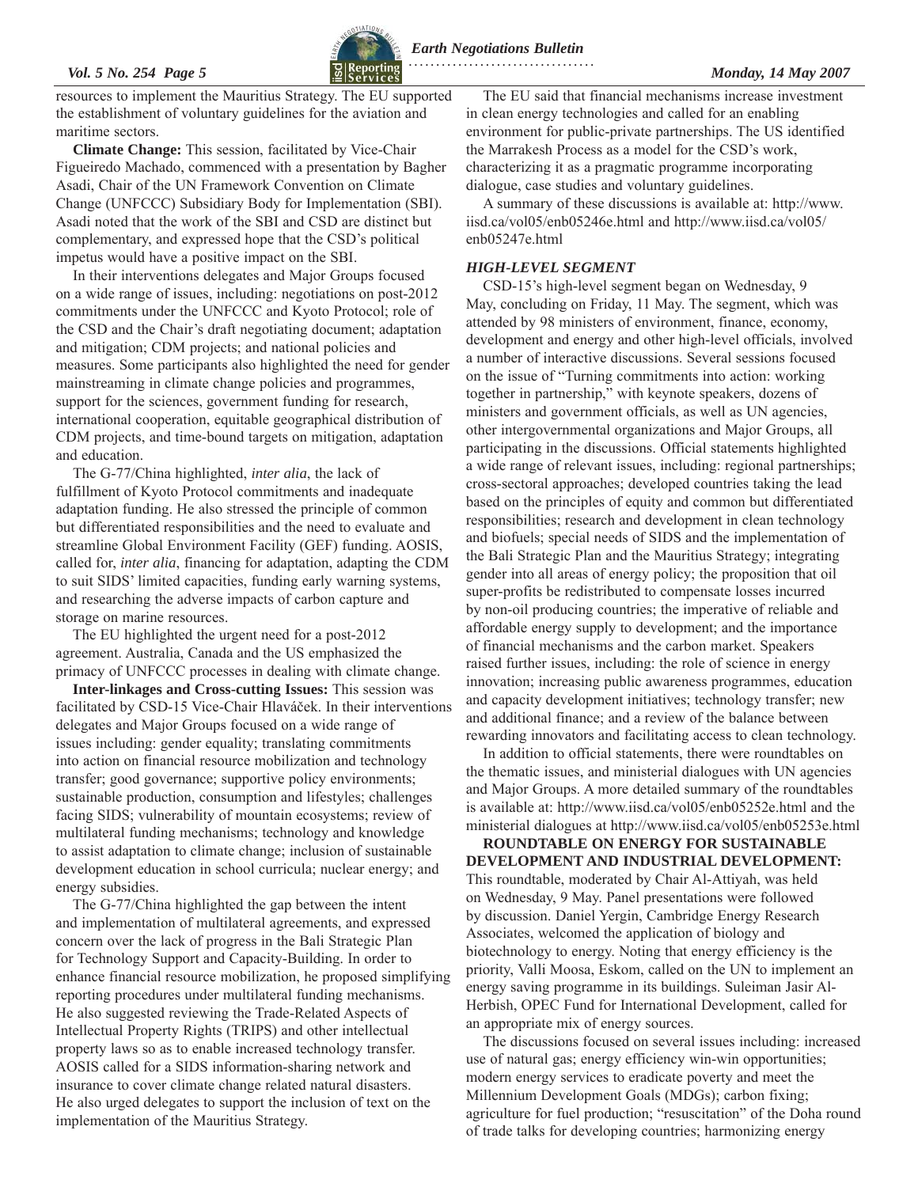resources to implement the Mauritius Strategy. The EU supported the establishment of voluntary guidelines for the aviation and maritime sectors.

**Climate Change:** This session, facilitated by Vice-Chair Figueiredo Machado, commenced with a presentation by Bagher Asadi, Chair of the UN Framework Convention on Climate Change (UNFCCC) Subsidiary Body for Implementation (SBI). Asadi noted that the work of the SBI and CSD are distinct but complementary, and expressed hope that the CSD's political impetus would have a positive impact on the SBI.

In their interventions delegates and Major Groups focused on a wide range of issues, including: negotiations on post-2012 commitments under the UNFCCC and Kyoto Protocol; role of the CSD and the Chair's draft negotiating document; adaptation and mitigation; CDM projects; and national policies and measures. Some participants also highlighted the need for gender mainstreaming in climate change policies and programmes, support for the sciences, government funding for research, international cooperation, equitable geographical distribution of CDM projects, and time-bound targets on mitigation, adaptation and education.

The G-77/China highlighted, *inter alia*, the lack of fulfillment of Kyoto Protocol commitments and inadequate adaptation funding. He also stressed the principle of common but differentiated responsibilities and the need to evaluate and streamline Global Environment Facility (GEF) funding. AOSIS, called for, *inter alia*, financing for adaptation, adapting the CDM to suit SIDS' limited capacities, funding early warning systems, and researching the adverse impacts of carbon capture and storage on marine resources.

The EU highlighted the urgent need for a post-2012 agreement. Australia, Canada and the US emphasized the primacy of UNFCCC processes in dealing with climate change.

**Inter-linkages and Cross-cutting Issues:** This session was facilitated by CSD-15 Vice-Chair Hlaváček. In their interventions delegates and Major Groups focused on a wide range of issues including: gender equality; translating commitments into action on financial resource mobilization and technology transfer; good governance; supportive policy environments; sustainable production, consumption and lifestyles; challenges facing SIDS; vulnerability of mountain ecosystems; review of multilateral funding mechanisms; technology and knowledge to assist adaptation to climate change; inclusion of sustainable development education in school curricula; nuclear energy; and energy subsidies.

The G-77/China highlighted the gap between the intent and implementation of multilateral agreements, and expressed concern over the lack of progress in the Bali Strategic Plan for Technology Support and Capacity-Building. In order to enhance financial resource mobilization, he proposed simplifying reporting procedures under multilateral funding mechanisms. He also suggested reviewing the Trade-Related Aspects of Intellectual Property Rights (TRIPS) and other intellectual property laws so as to enable increased technology transfer. AOSIS called for a SIDS information-sharing network and insurance to cover climate change related natural disasters. He also urged delegates to support the inclusion of text on the implementation of the Mauritius Strategy.

The EU said that financial mechanisms increase investment in clean energy technologies and called for an enabling environment for public-private partnerships. The US identified the Marrakesh Process as a model for the CSD's work, characterizing it as a pragmatic programme incorporating dialogue, case studies and voluntary guidelines.

A summary of these discussions is available at: http://www.iisd.ca/vol05/enb05246e.html and http://www.iisd.ca/vol05/enb05247e.html

### *HIGH-LEVEL SEGMENT*

CSD-15's high-level segment began on Wednesday, 9 May, concluding on Friday, 11 May. The segment, which was attended by 98 ministers of environment, finance, economy, development and energy and other high-level officials, involved a number of interactive discussions. Several sessions focused on the issue of "Turning commitments into action: working together in partnership," with keynote speakers, dozens of ministers and government officials, as well as UN agencies, other intergovernmental organizations and Major Groups, all participating in the discussions. Official statements highlighted a wide range of relevant issues, including: regional partnerships; cross-sectoral approaches; developed countries taking the lead based on the principles of equity and common but differentiated responsibilities; research and development in clean technology and biofuels; special needs of SIDS and the implementation of the Bali Strategic Plan and the Mauritius Strategy; integrating gender into all areas of energy policy; the proposition that oil super-profits be redistributed to compensate losses incurred by non-oil producing countries; the imperative of reliable and affordable energy supply to development; and the importance of financial mechanisms and the carbon market. Speakers raised further issues, including: the role of science in energy innovation; increasing public awareness programmes, education and capacity development initiatives; technology transfer; new and additional finance; and a review of the balance between rewarding innovators and facilitating access to clean technology.

In addition to official statements, there were roundtables on the thematic issues, and ministerial dialogues with UN agencies and Major Groups. A more detailed summary of the roundtables is available at: http://www.iisd.ca/vol05/enb05252e.html and the ministerial dialogues at http://www.iisd.ca/vol05/enb05253e.html

**ROUNDTABLE ON ENERGY FOR SUSTAINABLE DEVELOPMENT AND INDUSTRIAL DEVELOPMENT:** This roundtable, moderated by Chair Al-Attiyah, was held on Wednesday, 9 May. Panel presentations were followed by discussion. Daniel Yergin, Cambridge Energy Research Associates, welcomed the application of biology and biotechnology to energy. Noting that energy efficiency is the priority, Valli Moosa, Eskom, called on the UN to implement an energy saving programme in its buildings. Suleiman Jasir Al-Herbish, OPEC Fund for International Development, called for an appropriate mix of energy sources.

The discussions focused on several issues including: increased use of natural gas; energy efficiency win-win opportunities; modern energy services to eradicate poverty and meet the Millennium Development Goals (MDGs); carbon fixing; agriculture for fuel production; "resuscitation" of the Doha round of trade talks for developing countries; harmonizing energy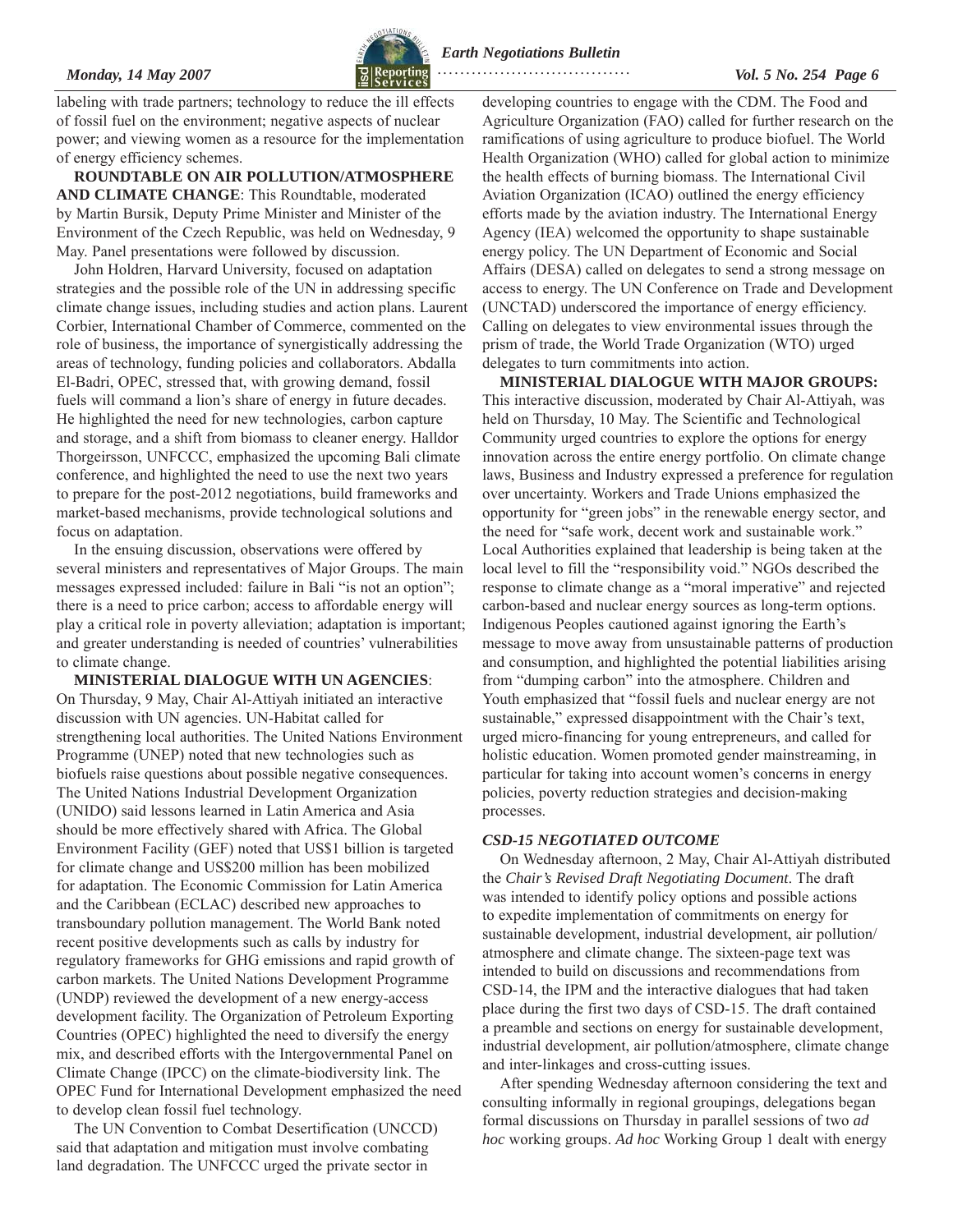labeling with trade partners; technology to reduce the ill effects of fossil fuel on the environment; negative aspects of nuclear power; and viewing women as a resource for the implementation of energy efficiency schemes.

**ROUNDTABLE ON AIR POLLUTION/ATMOSPHERE AND CLIMATE CHANGE**: This Roundtable, moderated by Martin Bursik, Deputy Prime Minister and Minister of the Environment of the Czech Republic, was held on Wednesday, 9 May. Panel presentations were followed by discussion.

John Holdren, Harvard University, focused on adaptation strategies and the possible role of the UN in addressing specific climate change issues, including studies and action plans. Laurent Corbier, International Chamber of Commerce, commented on the role of business, the importance of synergistically addressing the areas of technology, funding policies and collaborators. Abdalla El-Badri, OPEC, stressed that, with growing demand, fossil fuels will command a lion's share of energy in future decades. He highlighted the need for new technologies, carbon capture and storage, and a shift from biomass to cleaner energy. Halldor Thorgeirsson, UNFCCC, emphasized the upcoming Bali climate conference, and highlighted the need to use the next two years to prepare for the post-2012 negotiations, build frameworks and market-based mechanisms, provide technological solutions and focus on adaptation.

In the ensuing discussion, observations were offered by several ministers and representatives of Major Groups. The main messages expressed included: failure in Bali "is not an option"; there is a need to price carbon; access to affordable energy will play a critical role in poverty alleviation; adaptation is important; and greater understanding is needed of countries' vulnerabilities to climate change.

**MINISTERIAL DIALOGUE WITH UN AGENCIES**: On Thursday, 9 May, Chair Al-Attiyah initiated an interactive discussion with UN agencies. UN-Habitat called for strengthening local authorities. The United Nations Environment Programme (UNEP) noted that new technologies such as biofuels raise questions about possible negative consequences. The United Nations Industrial Development Organization (UNIDO) said lessons learned in Latin America and Asia should be more effectively shared with Africa. The Global Environment Facility (GEF) noted that US$1 billion is targeted for climate change and US$200 million has been mobilized for adaptation. The Economic Commission for Latin America and the Caribbean (ECLAC) described new approaches to transboundary pollution management. The World Bank noted recent positive developments such as calls by industry for regulatory frameworks for GHG emissions and rapid growth of carbon markets. The United Nations Development Programme (UNDP) reviewed the development of a new energy-access development facility. The Organization of Petroleum Exporting Countries (OPEC) highlighted the need to diversify the energy mix, and described efforts with the Intergovernmental Panel on Climate Change (IPCC) on the climate-biodiversity link. The OPEC Fund for International Development emphasized the need to develop clean fossil fuel technology.

The UN Convention to Combat Desertification (UNCCD) said that adaptation and mitigation must involve combating land degradation. The UNFCCC urged the private sector in developing countries to engage with the CDM. The Food and Agriculture Organization (FAO) called for further research on the ramifications of using agriculture to produce biofuel. The World Health Organization (WHO) called for global action to minimize the health effects of burning biomass. The International Civil Aviation Organization (ICAO) outlined the energy efficiency efforts made by the aviation industry. The International Energy Agency (IEA) welcomed the opportunity to shape sustainable energy policy. The UN Department of Economic and Social Affairs (DESA) called on delegates to send a strong message on access to energy. The UN Conference on Trade and Development (UNCTAD) underscored the importance of energy efficiency. Calling on delegates to view environmental issues through the prism of trade, the World Trade Organization (WTO) urged delegates to turn commitments into action.

**MINISTERIAL DIALOGUE WITH MAJOR GROUPS:** This interactive discussion, moderated by Chair Al-Attiyah, was held on Thursday, 10 May. The Scientific and Technological Community urged countries to explore the options for energy innovation across the entire energy portfolio. On climate change laws, Business and Industry expressed a preference for regulation over uncertainty. Workers and Trade Unions emphasized the opportunity for "green jobs" in the renewable energy sector, and the need for "safe work, decent work and sustainable work." Local Authorities explained that leadership is being taken at the local level to fill the "responsibility void." NGOs described the response to climate change as a "moral imperative" and rejected carbon-based and nuclear energy sources as long-term options. Indigenous Peoples cautioned against ignoring the Earth's message to move away from unsustainable patterns of production and consumption, and highlighted the potential liabilities arising from "dumping carbon" into the atmosphere. Children and Youth emphasized that "fossil fuels and nuclear energy are not sustainable," expressed disappointment with the Chair's text, urged micro-financing for young entrepreneurs, and called for holistic education. Women promoted gender mainstreaming, in particular for taking into account women's concerns in energy policies, poverty reduction strategies and decision-making processes.

### *CSD-15 NEGOTIATED OUTCOME*

On Wednesday afternoon, 2 May, Chair Al-Attiyah distributed the *Chair's Revised Draft Negotiating Document*. The draft was intended to identify policy options and possible actions to expedite implementation of commitments on energy for sustainable development, industrial development, air pollution/atmosphere and climate change. The sixteen-page text was intended to build on discussions and recommendations from CSD-14, the IPM and the interactive dialogues that had taken place during the first two days of CSD-15. The draft contained a preamble and sections on energy for sustainable development, industrial development, air pollution/atmosphere, climate change and inter-linkages and cross-cutting issues.

After spending Wednesday afternoon considering the text and consulting informally in regional groupings, delegations began formal discussions on Thursday in parallel sessions of two *ad hoc* working groups. *Ad hoc* Working Group 1 dealt with energy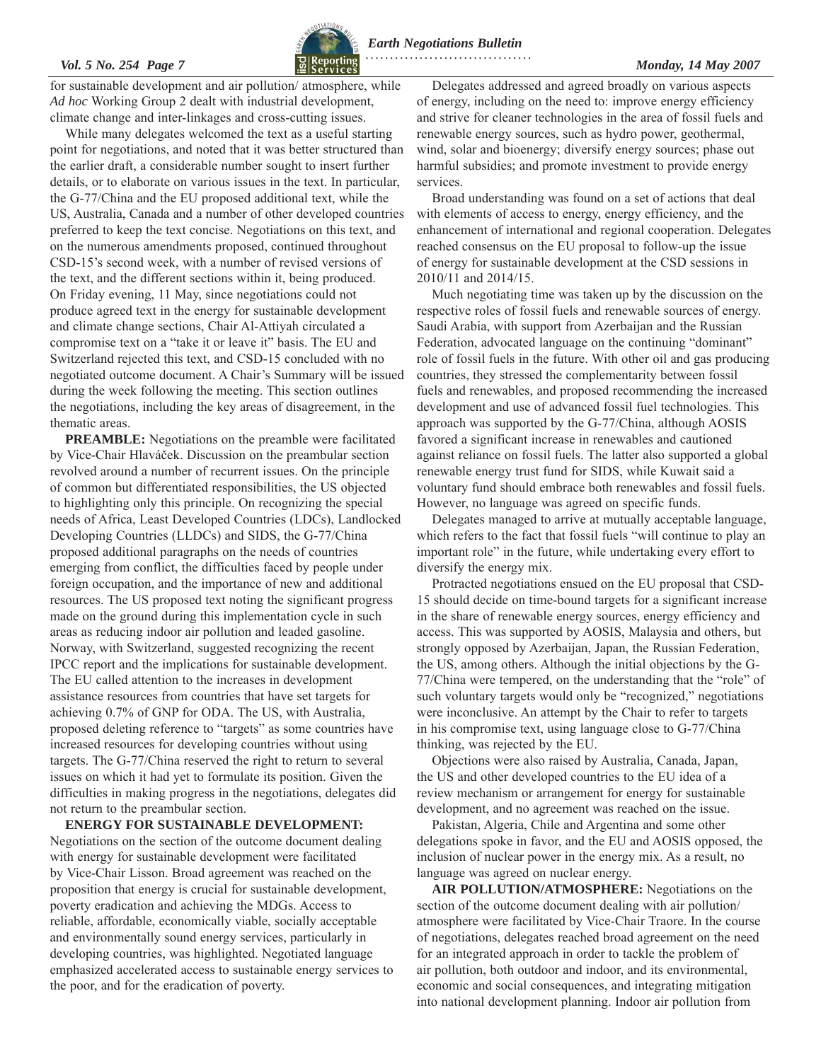for sustainable development and air pollution/ atmosphere, while *Ad hoc* Working Group 2 dealt with industrial development, climate change and inter-linkages and cross-cutting issues.

While many delegates welcomed the text as a useful starting point for negotiations, and noted that it was better structured than the earlier draft, a considerable number sought to insert further details, or to elaborate on various issues in the text. In particular, the G-77/China and the EU proposed additional text, while the US, Australia, Canada and a number of other developed countries preferred to keep the text concise. Negotiations on this text, and on the numerous amendments proposed, continued throughout CSD-15's second week, with a number of revised versions of the text, and the different sections within it, being produced. On Friday evening, 11 May, since negotiations could not produce agreed text in the energy for sustainable development and climate change sections, Chair Al-Attiyah circulated a compromise text on a "take it or leave it" basis. The EU and Switzerland rejected this text, and CSD-15 concluded with no negotiated outcome document. A Chair's Summary will be issued during the week following the meeting. This section outlines the negotiations, including the key areas of disagreement, in the thematic areas.

**PREAMBLE:** Negotiations on the preamble were facilitated by Vice-Chair Hlaváček. Discussion on the preambular section revolved around a number of recurrent issues. On the principle of common but differentiated responsibilities, the US objected to highlighting only this principle. On recognizing the special needs of Africa, Least Developed Countries (LDCs), Landlocked Developing Countries (LLDCs) and SIDS, the G-77/China proposed additional paragraphs on the needs of countries emerging from conflict, the difficulties faced by people under foreign occupation, and the importance of new and additional resources. The US proposed text noting the significant progress made on the ground during this implementation cycle in such areas as reducing indoor air pollution and leaded gasoline. Norway, with Switzerland, suggested recognizing the recent IPCC report and the implications for sustainable development. The EU called attention to the increases in development assistance resources from countries that have set targets for achieving 0.7% of GNP for ODA. The US, with Australia, proposed deleting reference to "targets" as some countries have increased resources for developing countries without using targets. The G-77/China reserved the right to return to several issues on which it had yet to formulate its position. Given the difficulties in making progress in the negotiations, delegates did not return to the preambular section.

**ENERGY FOR SUSTAINABLE DEVELOPMENT:** Negotiations on the section of the outcome document dealing with energy for sustainable development were facilitated by Vice-Chair Lisson. Broad agreement was reached on the proposition that energy is crucial for sustainable development, poverty eradication and achieving the MDGs. Access to reliable, affordable, economically viable, socially acceptable and environmentally sound energy services, particularly in developing countries, was highlighted. Negotiated language emphasized accelerated access to sustainable energy services to the poor, and for the eradication of poverty.

Delegates addressed and agreed broadly on various aspects of energy, including on the need to: improve energy efficiency and strive for cleaner technologies in the area of fossil fuels and renewable energy sources, such as hydro power, geothermal, wind, solar and bioenergy; diversify energy sources; phase out harmful subsidies; and promote investment to provide energy services.

Broad understanding was found on a set of actions that deal with elements of access to energy, energy efficiency, and the enhancement of international and regional cooperation. Delegates reached consensus on the EU proposal to follow-up the issue of energy for sustainable development at the CSD sessions in 2010/11 and 2014/15.

Much negotiating time was taken up by the discussion on the respective roles of fossil fuels and renewable sources of energy. Saudi Arabia, with support from Azerbaijan and the Russian Federation, advocated language on the continuing "dominant" role of fossil fuels in the future. With other oil and gas producing countries, they stressed the complementarity between fossil fuels and renewables, and proposed recommending the increased development and use of advanced fossil fuel technologies. This approach was supported by the G-77/China, although AOSIS favored a significant increase in renewables and cautioned against reliance on fossil fuels. The latter also supported a global renewable energy trust fund for SIDS, while Kuwait said a voluntary fund should embrace both renewables and fossil fuels. However, no language was agreed on specific funds.

Delegates managed to arrive at mutually acceptable language, which refers to the fact that fossil fuels "will continue to play an important role" in the future, while undertaking every effort to diversify the energy mix.

Protracted negotiations ensued on the EU proposal that CSD-15 should decide on time-bound targets for a significant increase in the share of renewable energy sources, energy efficiency and access. This was supported by AOSIS, Malaysia and others, but strongly opposed by Azerbaijan, Japan, the Russian Federation, the US, among others. Although the initial objections by the G-77/China were tempered, on the understanding that the "role" of such voluntary targets would only be "recognized," negotiations were inconclusive. An attempt by the Chair to refer to targets in his compromise text, using language close to G-77/China thinking, was rejected by the EU.

Objections were also raised by Australia, Canada, Japan, the US and other developed countries to the EU idea of a review mechanism or arrangement for energy for sustainable development, and no agreement was reached on the issue.

Pakistan, Algeria, Chile and Argentina and some other delegations spoke in favor, and the EU and AOSIS opposed, the inclusion of nuclear power in the energy mix. As a result, no language was agreed on nuclear energy.

**AIR POLLUTION/ATMOSPHERE:** Negotiations on the section of the outcome document dealing with air pollution/ atmosphere were facilitated by Vice-Chair Traore. In the course of negotiations, delegates reached broad agreement on the need for an integrated approach in order to tackle the problem of air pollution, both outdoor and indoor, and its environmental, economic and social consequences, and integrating mitigation into national development planning. Indoor air pollution from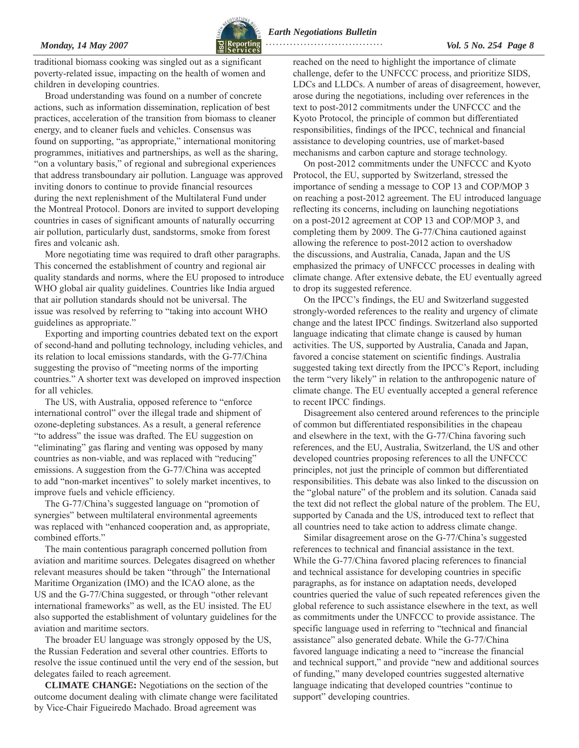traditional biomass cooking was singled out as a significant poverty-related issue, impacting on the health of women and children in developing countries.

Broad understanding was found on a number of concrete actions, such as information dissemination, replication of best practices, acceleration of the transition from biomass to cleaner energy, and to cleaner fuels and vehicles. Consensus was found on supporting, "as appropriate," international monitoring programmes, initiatives and partnerships, as well as the sharing, "on a voluntary basis," of regional and subregional experiences that address transboundary air pollution. Language was approved inviting donors to continue to provide financial resources during the next replenishment of the Multilateral Fund under the Montreal Protocol. Donors are invited to support developing countries in cases of significant amounts of naturally occurring air pollution, particularly dust, sandstorms, smoke from forest fires and volcanic ash.

More negotiating time was required to draft other paragraphs. This concerned the establishment of country and regional air quality standards and norms, where the EU proposed to introduce WHO global air quality guidelines. Countries like India argued that air pollution standards should not be universal. The issue was resolved by referring to "taking into account WHO guidelines as appropriate."

Exporting and importing countries debated text on the export of second-hand and polluting technology, including vehicles, and its relation to local emissions standards, with the G-77/China suggesting the proviso of "meeting norms of the importing countries." A shorter text was developed on improved inspection for all vehicles.

The US, with Australia, opposed reference to "enforce international control" over the illegal trade and shipment of ozone-depleting substances. As a result, a general reference "to address" the issue was drafted. The EU suggestion on "eliminating" gas flaring and venting was opposed by many countries as non-viable, and was replaced with "reducing" emissions. A suggestion from the G-77/China was accepted to add "non-market incentives" to solely market incentives, to improve fuels and vehicle efficiency.

The G-77/China's suggested language on "promotion of synergies" between multilateral environmental agreements was replaced with "enhanced cooperation and, as appropriate, combined efforts."

The main contentious paragraph concerned pollution from aviation and maritime sources. Delegates disagreed on whether relevant measures should be taken "through" the International Maritime Organization (IMO) and the ICAO alone, as the US and the G-77/China suggested, or through "other relevant international frameworks" as well, as the EU insisted. The EU also supported the establishment of voluntary guidelines for the aviation and maritime sectors.

The broader EU language was strongly opposed by the US, the Russian Federation and several other countries. Efforts to resolve the issue continued until the very end of the session, but delegates failed to reach agreement.

**CLIMATE CHANGE:** Negotiations on the section of the outcome document dealing with climate change were facilitated by Vice-Chair Figueiredo Machado. Broad agreement was reached on the need to highlight the importance of climate challenge, defer to the UNFCCC process, and prioritize SIDS, LDCs and LLDCs. A number of areas of disagreement, however, arose during the negotiations, including over references in the text to post-2012 commitments under the UNFCCC and the Kyoto Protocol, the principle of common but differentiated responsibilities, findings of the IPCC, technical and financial assistance to developing countries, use of market-based mechanisms and carbon capture and storage technology.

On post-2012 commitments under the UNFCCC and Kyoto Protocol, the EU, supported by Switzerland, stressed the importance of sending a message to COP 13 and COP/MOP 3 on reaching a post-2012 agreement. The EU introduced language reflecting its concerns, including on launching negotiations on a post-2012 agreement at COP 13 and COP/MOP 3, and completing them by 2009. The G-77/China cautioned against allowing the reference to post-2012 action to overshadow the discussions, and Australia, Canada, Japan and the US emphasized the primacy of UNFCCC processes in dealing with climate change. After extensive debate, the EU eventually agreed to drop its suggested reference.

On the IPCC's findings, the EU and Switzerland suggested strongly-worded references to the reality and urgency of climate change and the latest IPCC findings. Switzerland also supported language indicating that climate change is caused by human activities. The US, supported by Australia, Canada and Japan, favored a concise statement on scientific findings. Australia suggested taking text directly from the IPCC's Report, including the term "very likely" in relation to the anthropogenic nature of climate change. The EU eventually accepted a general reference to recent IPCC findings.

Disagreement also centered around references to the principle of common but differentiated responsibilities in the chapeau and elsewhere in the text, with the G-77/China favoring such references, and the EU, Australia, Switzerland, the US and other developed countries proposing references to all the UNFCCC principles, not just the principle of common but differentiated responsibilities. This debate was also linked to the discussion on the "global nature" of the problem and its solution. Canada said the text did not reflect the global nature of the problem. The EU, supported by Canada and the US, introduced text to reflect that all countries need to take action to address climate change.

Similar disagreement arose on the G-77/China's suggested references to technical and financial assistance in the text. While the G-77/China favored placing references to financial and technical assistance for developing countries in specific paragraphs, as for instance on adaptation needs, developed countries queried the value of such repeated references given the global reference to such assistance elsewhere in the text, as well as commitments under the UNFCCC to provide assistance. The specific language used in referring to "technical and financial assistance" also generated debate. While the G-77/China favored language indicating a need to "increase the financial and technical support," and provide "new and additional sources of funding," many developed countries suggested alternative language indicating that developed countries "continue to support" developing countries.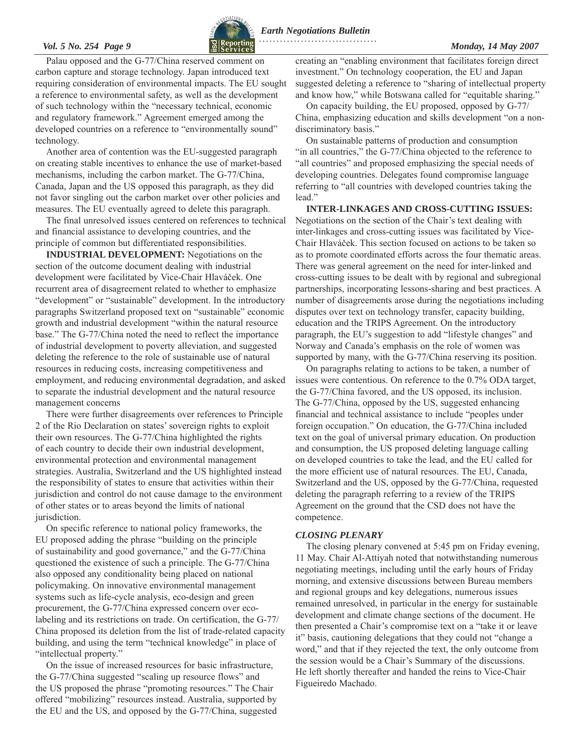Palau opposed and the G-77/China reserved comment on carbon capture and storage technology. Japan introduced text requiring consideration of environmental impacts. The EU sought a reference to environmental safety, as well as the development of such technology within the "necessary technical, economic and regulatory framework." Agreement emerged among the developed countries on a reference to "environmentally sound" technology.

Another area of contention was the EU-suggested paragraph on creating stable incentives to enhance the use of market-based mechanisms, including the carbon market. The G-77/China, Canada, Japan and the US opposed this paragraph, as they did not favor singling out the carbon market over other policies and measures. The EU eventually agreed to delete this paragraph.

The final unresolved issues centered on references to technical and financial assistance to developing countries, and the principle of common but differentiated responsibilities.

**INDUSTRIAL DEVELOPMENT:** Negotiations on the section of the outcome document dealing with industrial development were facilitated by Vice-Chair Hlaváček. One recurrent area of disagreement related to whether to emphasize "development" or "sustainable" development. In the introductory paragraphs Switzerland proposed text on "sustainable" economic growth and industrial development "within the natural resource base." The G-77/China noted the need to reflect the importance of industrial development to poverty alleviation, and suggested deleting the reference to the role of sustainable use of natural resources in reducing costs, increasing competitiveness and employment, and reducing environmental degradation, and asked to separate the industrial development and the natural resource management concerns

There were further disagreements over references to Principle 2 of the Rio Declaration on states' sovereign rights to exploit their own resources. The G-77/China highlighted the rights of each country to decide their own industrial development, environmental protection and environmental management strategies. Australia, Switzerland and the US highlighted instead the responsibility of states to ensure that activities within their jurisdiction and control do not cause damage to the environment of other states or to areas beyond the limits of national jurisdiction.

On specific reference to national policy frameworks, the EU proposed adding the phrase "building on the principle of sustainability and good governance," and the G-77/China questioned the existence of such a principle. The G-77/China also opposed any conditionality being placed on national policymaking. On innovative environmental management systems such as life-cycle analysis, eco-design and green procurement, the G-77/China expressed concern over eco-labeling and its restrictions on trade. On certification, the G-77/China proposed its deletion from the list of trade-related capacity building, and using the term "technical knowledge" in place of "intellectual property."

On the issue of increased resources for basic infrastructure, the G-77/China suggested "scaling up resource flows" and the US proposed the phrase "promoting resources." The Chair offered "mobilizing" resources instead. Australia, supported by the EU and the US, and opposed by the G-77/China, suggested creating an "enabling environment that facilitates foreign direct investment." On technology cooperation, the EU and Japan suggested deleting a reference to "sharing of intellectual property and know how," while Botswana called for "equitable sharing."

On capacity building, the EU proposed, opposed by G-77/China, emphasizing education and skills development "on a non-discriminatory basis."

On sustainable patterns of production and consumption "in all countries," the G-77/China objected to the reference to "all countries" and proposed emphasizing the special needs of developing countries. Delegates found compromise language referring to "all countries with developed countries taking the lead."

**INTER-LINKAGES AND CROSS-CUTTING ISSUES:** Negotiations on the section of the Chair's text dealing with inter-linkages and cross-cutting issues was facilitated by Vice-Chair Hlaváček. This section focused on actions to be taken so as to promote coordinated efforts across the four thematic areas. There was general agreement on the need for inter-linked and cross-cutting issues to be dealt with by regional and subregional partnerships, incorporating lessons-sharing and best practices. A number of disagreements arose during the negotiations including disputes over text on technology transfer, capacity building, education and the TRIPS Agreement. On the introductory paragraph, the EU's suggestion to add "lifestyle changes" and Norway and Canada's emphasis on the role of women was supported by many, with the G-77/China reserving its position.

On paragraphs relating to actions to be taken, a number of issues were contentious. On reference to the 0.7% ODA target, the G-77/China favored, and the US opposed, its inclusion. The G-77/China, opposed by the US, suggested enhancing financial and technical assistance to include "peoples under foreign occupation." On education, the G-77/China included text on the goal of universal primary education. On production and consumption, the US proposed deleting language calling on developed countries to take the lead, and the EU called for the more efficient use of natural resources. The EU, Canada, Switzerland and the US, opposed by the G-77/China, requested deleting the paragraph referring to a review of the TRIPS Agreement on the ground that the CSD does not have the competence.

### *CLOSING PLENARY*

The closing plenary convened at 5:45 pm on Friday evening, 11 May. Chair Al-Attiyah noted that notwithstanding numerous negotiating meetings, including until the early hours of Friday morning, and extensive discussions between Bureau members and regional groups and key delegations, numerous issues remained unresolved, in particular in the energy for sustainable development and climate change sections of the document. He then presented a Chair's compromise text on a "take it or leave it" basis, cautioning delegations that they could not "change a word," and that if they rejected the text, the only outcome from the session would be a Chair's Summary of the discussions. He left shortly thereafter and handed the reins to Vice-Chair Figueiredo Machado.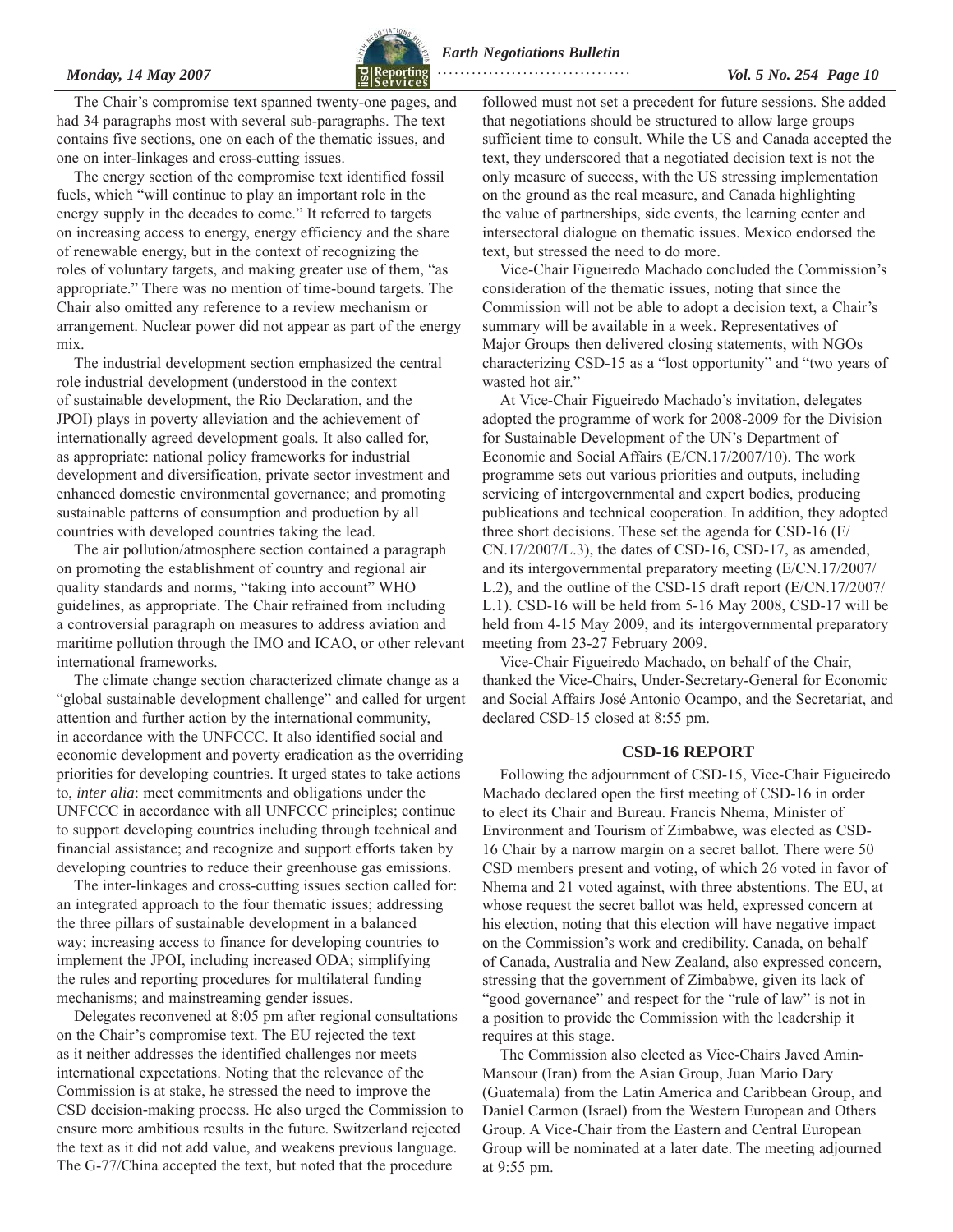The Chair's compromise text spanned twenty-one pages, and had 34 paragraphs most with several sub-paragraphs. The text contains five sections, one on each of the thematic issues, and one on inter-linkages and cross-cutting issues.

The energy section of the compromise text identified fossil fuels, which "will continue to play an important role in the energy supply in the decades to come." It referred to targets on increasing access to energy, energy efficiency and the share of renewable energy, but in the context of recognizing the roles of voluntary targets, and making greater use of them, "as appropriate." There was no mention of time-bound targets. The Chair also omitted any reference to a review mechanism or arrangement. Nuclear power did not appear as part of the energy mix.

The industrial development section emphasized the central role industrial development (understood in the context of sustainable development, the Rio Declaration, and the JPOI) plays in poverty alleviation and the achievement of internationally agreed development goals. It also called for, as appropriate: national policy frameworks for industrial development and diversification, private sector investment and enhanced domestic environmental governance; and promoting sustainable patterns of consumption and production by all countries with developed countries taking the lead.

The air pollution/atmosphere section contained a paragraph on promoting the establishment of country and regional air quality standards and norms, "taking into account" WHO guidelines, as appropriate. The Chair refrained from including a controversial paragraph on measures to address aviation and maritime pollution through the IMO and ICAO, or other relevant international frameworks.

The climate change section characterized climate change as a "global sustainable development challenge" and called for urgent attention and further action by the international community, in accordance with the UNFCCC. It also identified social and economic development and poverty eradication as the overriding priorities for developing countries. It urged states to take actions to, *inter alia*: meet commitments and obligations under the UNFCCC in accordance with all UNFCCC principles; continue to support developing countries including through technical and financial assistance; and recognize and support efforts taken by developing countries to reduce their greenhouse gas emissions.

The inter-linkages and cross-cutting issues section called for: an integrated approach to the four thematic issues; addressing the three pillars of sustainable development in a balanced way; increasing access to finance for developing countries to implement the JPOI, including increased ODA; simplifying the rules and reporting procedures for multilateral funding mechanisms; and mainstreaming gender issues.

Delegates reconvened at 8:05 pm after regional consultations on the Chair's compromise text. The EU rejected the text as it neither addresses the identified challenges nor meets international expectations. Noting that the relevance of the Commission is at stake, he stressed the need to improve the CSD decision-making process. He also urged the Commission to ensure more ambitious results in the future. Switzerland rejected the text as it did not add value, and weakens previous language. The G-77/China accepted the text, but noted that the procedure followed must not set a precedent for future sessions. She added that negotiations should be structured to allow large groups sufficient time to consult. While the US and Canada accepted the text, they underscored that a negotiated decision text is not the only measure of success, with the US stressing implementation on the ground as the real measure, and Canada highlighting the value of partnerships, side events, the learning center and intersectoral dialogue on thematic issues. Mexico endorsed the text, but stressed the need to do more.

Vice-Chair Figueiredo Machado concluded the Commission's consideration of the thematic issues, noting that since the Commission will not be able to adopt a decision text, a Chair's summary will be available in a week. Representatives of Major Groups then delivered closing statements, with NGOs characterizing CSD-15 as a "lost opportunity" and "two years of wasted hot air."

At Vice-Chair Figueiredo Machado's invitation, delegates adopted the programme of work for 2008-2009 for the Division for Sustainable Development of the UN's Department of Economic and Social Affairs (E/CN.17/2007/10). The work programme sets out various priorities and outputs, including servicing of intergovernmental and expert bodies, producing publications and technical cooperation. In addition, they adopted three short decisions. These set the agenda for CSD-16 (E/CN.17/2007/L.3), the dates of CSD-16, CSD-17, as amended, and its intergovernmental preparatory meeting (E/CN.17/2007/L.2), and the outline of the CSD-15 draft report (E/CN.17/2007/L.1). CSD-16 will be held from 5-16 May 2008, CSD-17 will be held from 4-15 May 2009, and its intergovernmental preparatory meeting from 23-27 February 2009.

Vice-Chair Figueiredo Machado, on behalf of the Chair, thanked the Vice-Chairs, Under-Secretary-General for Economic and Social Affairs José Antonio Ocampo, and the Secretariat, and declared CSD-15 closed at 8:55 pm.

## CSD-16 REPORT

Following the adjournment of CSD-15, Vice-Chair Figueiredo Machado declared open the first meeting of CSD-16 in order to elect its Chair and Bureau. Francis Nhema, Minister of Environment and Tourism of Zimbabwe, was elected as CSD-16 Chair by a narrow margin on a secret ballot. There were 50 CSD members present and voting, of which 26 voted in favor of Nhema and 21 voted against, with three abstentions. The EU, at whose request the secret ballot was held, expressed concern at his election, noting that this election will have negative impact on the Commission's work and credibility. Canada, on behalf of Canada, Australia and New Zealand, also expressed concern, stressing that the government of Zimbabwe, given its lack of "good governance" and respect for the "rule of law" is not in a position to provide the Commission with the leadership it requires at this stage.

The Commission also elected as Vice-Chairs Javed Amin-Mansour (Iran) from the Asian Group, Juan Mario Dary (Guatemala) from the Latin America and Caribbean Group, and Daniel Carmon (Israel) from the Western European and Others Group. A Vice-Chair from the Eastern and Central European Group will be nominated at a later date. The meeting adjourned at 9:55 pm.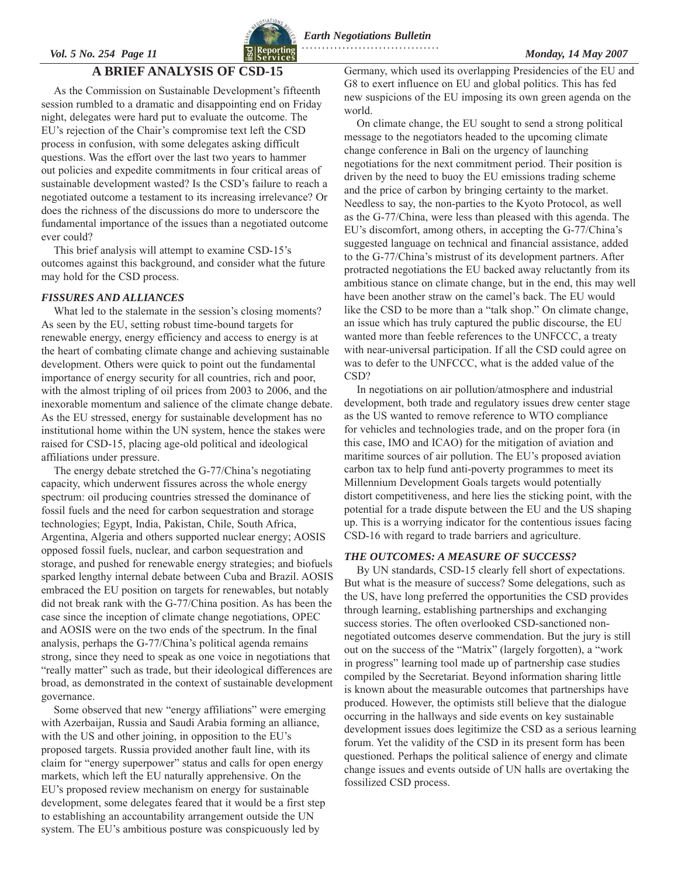## A BRIEF ANALYSIS OF CSD-15

As the Commission on Sustainable Development's fifteenth session rumbled to a dramatic and disappointing end on Friday night, delegates were hard put to evaluate the outcome. The EU's rejection of the Chair's compromise text left the CSD process in confusion, with some delegates asking difficult questions. Was the effort over the last two years to hammer out policies and expedite commitments in four critical areas of sustainable development wasted? Is the CSD's failure to reach a negotiated outcome a testament to its increasing irrelevance? Or does the richness of the discussions do more to underscore the fundamental importance of the issues than a negotiated outcome ever could?

This brief analysis will attempt to examine CSD-15's outcomes against this background, and consider what the future may hold for the CSD process.

### *FISSURES AND ALLIANCES*

What led to the stalemate in the session's closing moments? As seen by the EU, setting robust time-bound targets for renewable energy, energy efficiency and access to energy is at the heart of combating climate change and achieving sustainable development. Others were quick to point out the fundamental importance of energy security for all countries, rich and poor, with the almost tripling of oil prices from 2003 to 2006, and the inexorable momentum and salience of the climate change debate. As the EU stressed, energy for sustainable development has no institutional home within the UN system, hence the stakes were raised for CSD-15, placing age-old political and ideological affiliations under pressure.

The energy debate stretched the G-77/China's negotiating capacity, which underwent fissures across the whole energy spectrum: oil producing countries stressed the dominance of fossil fuels and the need for carbon sequestration and storage technologies; Egypt, India, Pakistan, Chile, South Africa, Argentina, Algeria and others supported nuclear energy; AOSIS opposed fossil fuels, nuclear, and carbon sequestration and storage, and pushed for renewable energy strategies; and biofuels sparked lengthy internal debate between Cuba and Brazil. AOSIS embraced the EU position on targets for renewables, but notably did not break rank with the G-77/China position. As has been the case since the inception of climate change negotiations, OPEC and AOSIS were on the two ends of the spectrum. In the final analysis, perhaps the G-77/China's political agenda remains strong, since they need to speak as one voice in negotiations that "really matter" such as trade, but their ideological differences are broad, as demonstrated in the context of sustainable development governance.

Some observed that new "energy affiliations" were emerging with Azerbaijan, Russia and Saudi Arabia forming an alliance, with the US and other joining, in opposition to the EU's proposed targets. Russia provided another fault line, with its claim for "energy superpower" status and calls for open energy markets, which left the EU naturally apprehensive. On the EU's proposed review mechanism on energy for sustainable development, some delegates feared that it would be a first step to establishing an accountability arrangement outside the UN system. The EU's ambitious posture was conspicuously led by Germany, which used its overlapping Presidencies of the EU and G8 to exert influence on EU and global politics. This has fed new suspicions of the EU imposing its own green agenda on the world.

On climate change, the EU sought to send a strong political message to the negotiators headed to the upcoming climate change conference in Bali on the urgency of launching negotiations for the next commitment period. Their position is driven by the need to buoy the EU emissions trading scheme and the price of carbon by bringing certainty to the market. Needless to say, the non-parties to the Kyoto Protocol, as well as the G-77/China, were less than pleased with this agenda. The EU's discomfort, among others, in accepting the G-77/China's suggested language on technical and financial assistance, added to the G-77/China's mistrust of its development partners. After protracted negotiations the EU backed away reluctantly from its ambitious stance on climate change, but in the end, this may well have been another straw on the camel's back. The EU would like the CSD to be more than a "talk shop." On climate change, an issue which has truly captured the public discourse, the EU wanted more than feeble references to the UNFCCC, a treaty with near-universal participation. If all the CSD could agree on was to defer to the UNFCCC, what is the added value of the CSD?

In negotiations on air pollution/atmosphere and industrial development, both trade and regulatory issues drew center stage as the US wanted to remove reference to WTO compliance for vehicles and technologies trade, and on the proper fora (in this case, IMO and ICAO) for the mitigation of aviation and maritime sources of air pollution. The EU's proposed aviation carbon tax to help fund anti-poverty programmes to meet its Millennium Development Goals targets would potentially distort competitiveness, and here lies the sticking point, with the potential for a trade dispute between the EU and the US shaping up. This is a worrying indicator for the contentious issues facing CSD-16 with regard to trade barriers and agriculture.

### *THE OUTCOMES: A MEASURE OF SUCCESS?*

By UN standards, CSD-15 clearly fell short of expectations. But what is the measure of success? Some delegations, such as the US, have long preferred the opportunities the CSD provides through learning, establishing partnerships and exchanging success stories. The often overlooked CSD-sanctioned non-negotiated outcomes deserve commendation. But the jury is still out on the success of the "Matrix" (largely forgotten), a "work in progress" learning tool made up of partnership case studies compiled by the Secretariat. Beyond information sharing little is known about the measurable outcomes that partnerships have produced. However, the optimists still believe that the dialogue occurring in the hallways and side events on key sustainable development issues does legitimize the CSD as a serious learning forum. Yet the validity of the CSD in its present form has been questioned. Perhaps the political salience of energy and climate change issues and events outside of UN halls are overtaking the fossilized CSD process.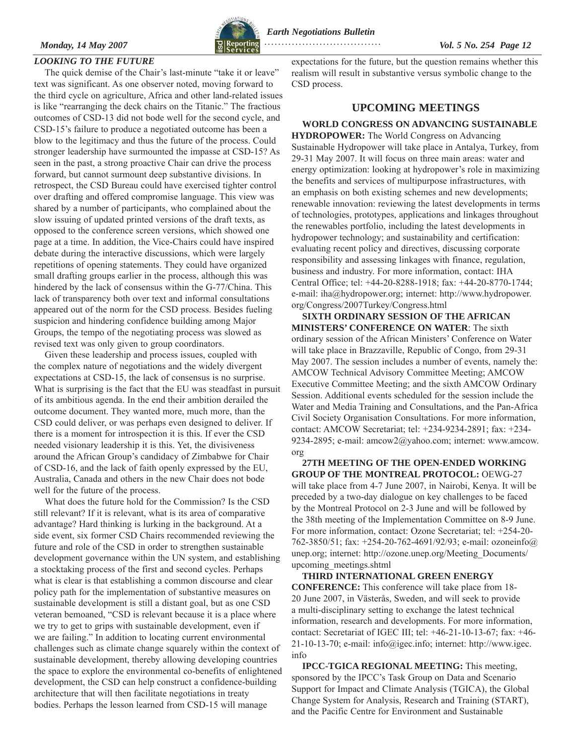### *LOOKING TO THE FUTURE*

The quick demise of the Chair's last-minute "take it or leave" text was significant. As one observer noted, moving forward to the third cycle on agriculture, Africa and other land-related issues is like "rearranging the deck chairs on the Titanic." The fractious outcomes of CSD-13 did not bode well for the second cycle, and CSD-15's failure to produce a negotiated outcome has been a blow to the legitimacy and thus the future of the process. Could stronger leadership have surmounted the impasse at CSD-15? As seen in the past, a strong proactive Chair can drive the process forward, but cannot surmount deep substantive divisions. In retrospect, the CSD Bureau could have exercised tighter control over drafting and offered compromise language. This view was shared by a number of participants, who complained about the slow issuing of updated printed versions of the draft texts, as opposed to the conference screen versions, which showed one page at a time. In addition, the Vice-Chairs could have inspired debate during the interactive discussions, which were largely repetitions of opening statements. They could have organized small drafting groups earlier in the process, although this was hindered by the lack of consensus within the G-77/China. This lack of transparency both over text and informal consultations appeared out of the norm for the CSD process. Besides fueling suspicion and hindering confidence building among Major Groups, the tempo of the negotiating process was slowed as revised text was only given to group coordinators.

Given these leadership and process issues, coupled with the complex nature of negotiations and the widely divergent expectations at CSD-15, the lack of consensus is no surprise. What is surprising is the fact that the EU was steadfast in pursuit of its ambitious agenda. In the end their ambition derailed the outcome document. They wanted more, much more, than the CSD could deliver, or was perhaps even designed to deliver. If there is a moment for introspection it is this. If ever the CSD needed visionary leadership it is this. Yet, the divisiveness around the African Group's candidacy of Zimbabwe for Chair of CSD-16, and the lack of faith openly expressed by the EU, Australia, Canada and others in the new Chair does not bode well for the future of the process.

What does the future hold for the Commission? Is the CSD still relevant? If it is relevant, what is its area of comparative advantage? Hard thinking is lurking in the background. At a side event, six former CSD Chairs recommended reviewing the future and role of the CSD in order to strengthen sustainable development governance within the UN system, and establishing a stocktaking process of the first and second cycles. Perhaps what is clear is that establishing a common discourse and clear policy path for the implementation of substantive measures on sustainable development is still a distant goal, but as one CSD veteran bemoaned, "CSD is relevant because it is a place where we try to get to grips with sustainable development, even if we are failing." In addition to locating current environmental challenges such as climate change squarely within the context of sustainable development, thereby allowing developing countries the space to explore the environmental co-benefits of enlightened development, the CSD can help construct a confidence-building architecture that will then facilitate negotiations in treaty bodies. Perhaps the lesson learned from CSD-15 will manage expectations for the future, but the question remains whether this realism will result in substantive versus symbolic change to the CSD process.

## UPCOMING MEETINGS

**WORLD CONGRESS ON ADVANCING SUSTAINABLE HYDROPOWER:** The World Congress on Advancing Sustainable Hydropower will take place in Antalya, Turkey, from 29-31 May 2007. It will focus on three main areas: water and energy optimization: looking at hydropower's role in maximizing the benefits and services of multipurpose infrastructures, with an emphasis on both existing schemes and new developments; renewable innovation: reviewing the latest developments in terms of technologies, prototypes, applications and linkages throughout the renewables portfolio, including the latest developments in hydropower technology; and sustainability and certification: evaluating recent policy and directives, discussing corporate responsibility and assessing linkages with finance, regulation, business and industry. For more information, contact: IHA Central Office; tel: +44-20-8288-1918; fax: +44-20-8770-1744; e-mail: iha@hydropower.org; internet: http://www.hydropower.org/Congress/2007Turkey/Congress.html

**SIXTH ORDINARY SESSION OF THE AFRICAN MINISTERS' CONFERENCE ON WATER**: The sixth ordinary session of the African Ministers' Conference on Water will take place in Brazzaville, Republic of Congo, from 29-31 May 2007. The session includes a number of events, namely the: AMCOW Technical Advisory Committee Meeting; AMCOW Executive Committee Meeting; and the sixth AMCOW Ordinary Session. Additional events scheduled for the session include the Water and Media Training and Consultations, and the Pan-Africa Civil Society Organisation Consultations. For more information, contact: AMCOW Secretariat; tel: +234-9234-2891; fax: +234-9234-2895; e-mail: amcow2@yahoo.com; internet: www.amcow.org

**27TH MEETING OF THE OPEN-ENDED WORKING GROUP OF THE MONTREAL PROTOCOL:** OEWG-27 will take place from 4-7 June 2007, in Nairobi, Kenya. It will be preceded by a two-day dialogue on key challenges to be faced by the Montreal Protocol on 2-3 June and will be followed by the 38th meeting of the Implementation Committee on 8-9 June. For more information, contact: Ozone Secretariat; tel: +254-20-762-3850/51; fax: +254-20-762-4691/92/93; e-mail: ozoneinfo@unep.org; internet: http://ozone.unep.org/Meeting_Documents/upcoming_meetings.shtml

**THIRD INTERNATIONAL GREEN ENERGY CONFERENCE:** This conference will take place from 18-20 June 2007, in Västerås, Sweden, and will seek to provide a multi-disciplinary setting to exchange the latest technical information, research and developments. For more information, contact: Secretariat of IGEC III; tel: +46-21-10-13-67; fax: +46-21-10-13-70; e-mail: info@igec.info; internet: http://www.igec.info

**IPCC-TGICA REGIONAL MEETING:** This meeting, sponsored by the IPCC's Task Group on Data and Scenario Support for Impact and Climate Analysis (TGICA), the Global Change System for Analysis, Research and Training (START), and the Pacific Centre for Environment and Sustainable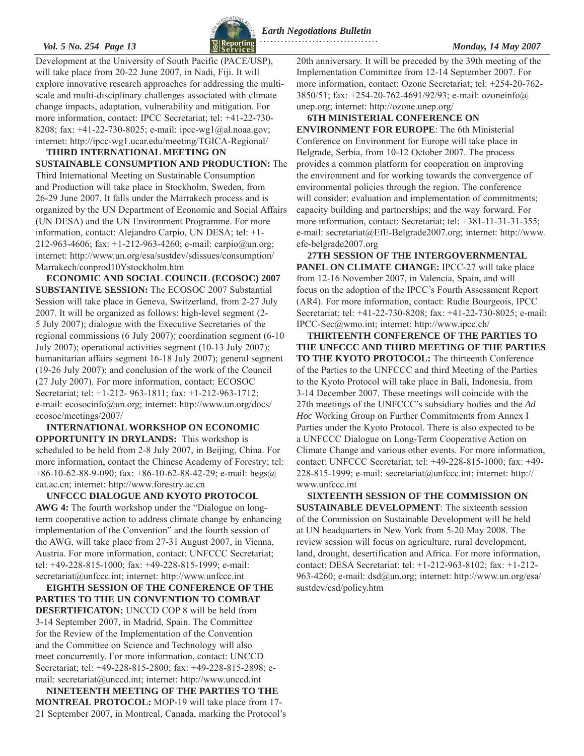Development at the University of South Pacific (PACE/USP), will take place from 20-22 June 2007, in Nadi, Fiji. It will explore innovative research approaches for addressing the multi-scale and multi-disciplinary challenges associated with climate change impacts, adaptation, vulnerability and mitigation. For more information, contact: IPCC Secretariat; tel: +41-22-730-8208; fax: +41-22-730-8025; e-mail: ipcc-wg1@al.noaa.gov; internet: http://ipcc-wg1.ucar.edu/meeting/TGICA-Regional/

**THIRD INTERNATIONAL MEETING ON SUSTAINABLE CONSUMPTION AND PRODUCTION:** The Third International Meeting on Sustainable Consumption and Production will take place in Stockholm, Sweden, from 26-29 June 2007. It falls under the Marrakech process and is organized by the UN Department of Economic and Social Affairs (UN DESA) and the UN Environment Programme. For more information, contact: Alejandro Carpio, UN DESA; tel: +1-212-963-4606; fax: +1-212-963-4260; e-mail: carpio@un.org; internet: http://www.un.org/esa/sustdev/sdissues/consumption/Marrakech/conprod10Ystockholm.htm

**ECONOMIC AND SOCIAL COUNCIL (ECOSOC) 2007 SUBSTANTIVE SESSION:** The ECOSOC 2007 Substantial Session will take place in Geneva, Switzerland, from 2-27 July 2007. It will be organized as follows: high-level segment (2-5 July 2007); dialogue with the Executive Secretaries of the regional commissions (6 July 2007); coordination segment (6-10 July 2007); operational activities segment (10-13 July 2007); humanitarian affairs segment 16-18 July 2007); general segment (19-26 July 2007); and conclusion of the work of the Council (27 July 2007). For more information, contact: ECOSOC Secretariat; tel: +1-212- 963-1811; fax: +1-212-963-1712; e-mail: ecosocinfo@un.org; internet: http://www.un.org/docs/ecosoc/meetings/2007/

**INTERNATIONAL WORKSHOP ON ECONOMIC OPPORTUNITY IN DRYLANDS:** This workshop is scheduled to be held from 2-8 July 2007, in Beijing, China. For more information, contact the Chinese Academy of Forestry; tel: +86-10-62-88-9-090; fax: +86-10-62-88-42-29; e-mail: hegs@cat.ac.cn; internet: http://www.forestry.ac.cn

**UNFCCC DIALOGUE AND KYOTO PROTOCOL AWG 4:** The fourth workshop under the "Dialogue on long-term cooperative action to address climate change by enhancing implementation of the Convention" and the fourth session of the AWG, will take place from 27-31 August 2007, in Vienna, Austria. For more information, contact: UNFCCC Secretariat; tel: +49-228-815-1000; fax: +49-228-815-1999; e-mail: secretariat@unfccc.int; internet: http://www.unfccc.int

**EIGHTH SESSION OF THE CONFERENCE OF THE PARTIES TO THE UN CONVENTION TO COMBAT DESERTIFICATON:** UNCCD COP 8 will be held from 3-14 September 2007, in Madrid, Spain. The Committee for the Review of the Implementation of the Convention and the Committee on Science and Technology will also meet concurrently. For more information, contact: UNCCD Secretariat; tel: +49-228-815-2800; fax: +49-228-815-2898; e-mail: secretariat@unccd.int; internet: http://www.unccd.int

**NINETEENTH MEETING OF THE PARTIES TO THE MONTREAL PROTOCOL:** MOP-19 will take place from 17-21 September 2007, in Montreal, Canada, marking the Protocol's 20th anniversary. It will be preceded by the 39th meeting of the Implementation Committee from 12-14 September 2007. For more information, contact: Ozone Secretariat; tel: +254-20-762-3850/51; fax: +254-20-762-4691/92/93; e-mail: ozoneinfo@unep.org; internet: http://ozone.unep.org/

**6TH MINISTERIAL CONFERENCE ON ENVIRONMENT FOR EUROPE**: The 6th Ministerial Conference on Environment for Europe will take place in Belgrade, Serbia, from 10-12 October 2007. The process provides a common platform for cooperation on improving the environment and for working towards the convergence of environmental policies through the region. The conference will consider: evaluation and implementation of commitments; capacity building and partnerships; and the way forward. For more information, contact: Secretariat; tel: +381-11-31-31-355; e-mail: secretariat@EfE-Belgrade2007.org; internet: http://www.efe-belgrade2007.org

**27TH SESSION OF THE INTERGOVERNMENTAL PANEL ON CLIMATE CHANGE:** IPCC-27 will take place from 12-16 November 2007, in Valencia, Spain, and will focus on the adoption of the IPCC's Fourth Assessment Report (AR4). For more information, contact: Rudie Bourgeois, IPCC Secretariat; tel: +41-22-730-8208; fax: +41-22-730-8025; e-mail: IPCC-Sec@wmo.int; internet: http://www.ipcc.ch/

**THIRTEENTH CONFERENCE OF THE PARTIES TO THE UNFCCC AND THIRD MEETING OF THE PARTIES TO THE KYOTO PROTOCOL:** The thirteenth Conference of the Parties to the UNFCCC and third Meeting of the Parties to the Kyoto Protocol will take place in Bali, Indonesia, from 3-14 December 2007. These meetings will coincide with the 27th meetings of the UNFCCC's subsidiary bodies and the *Ad Hoc* Working Group on Further Commitments from Annex I Parties under the Kyoto Protocol. There is also expected to be a UNFCCC Dialogue on Long-Term Cooperative Action on Climate Change and various other events. For more information, contact: UNFCCC Secretariat; tel: +49-228-815-1000; fax: +49-228-815-1999; e-mail: secretariat@unfccc.int; internet: http://www.unfccc.int

**SIXTEENTH SESSION OF THE COMMISSION ON SUSTAINABLE DEVELOPMENT**: The sixteenth session of the Commission on Sustainable Development will be held at UN headquarters in New York from 5-20 May 2008. The review session will focus on agriculture, rural development, land, drought, desertification and Africa. For more information, contact: DESA Secretariat: tel: +1-212-963-8102; fax: +1-212-963-4260; e-mail: dsd@un.org; internet: http://www.un.org/esa/sustdev/csd/policy.htm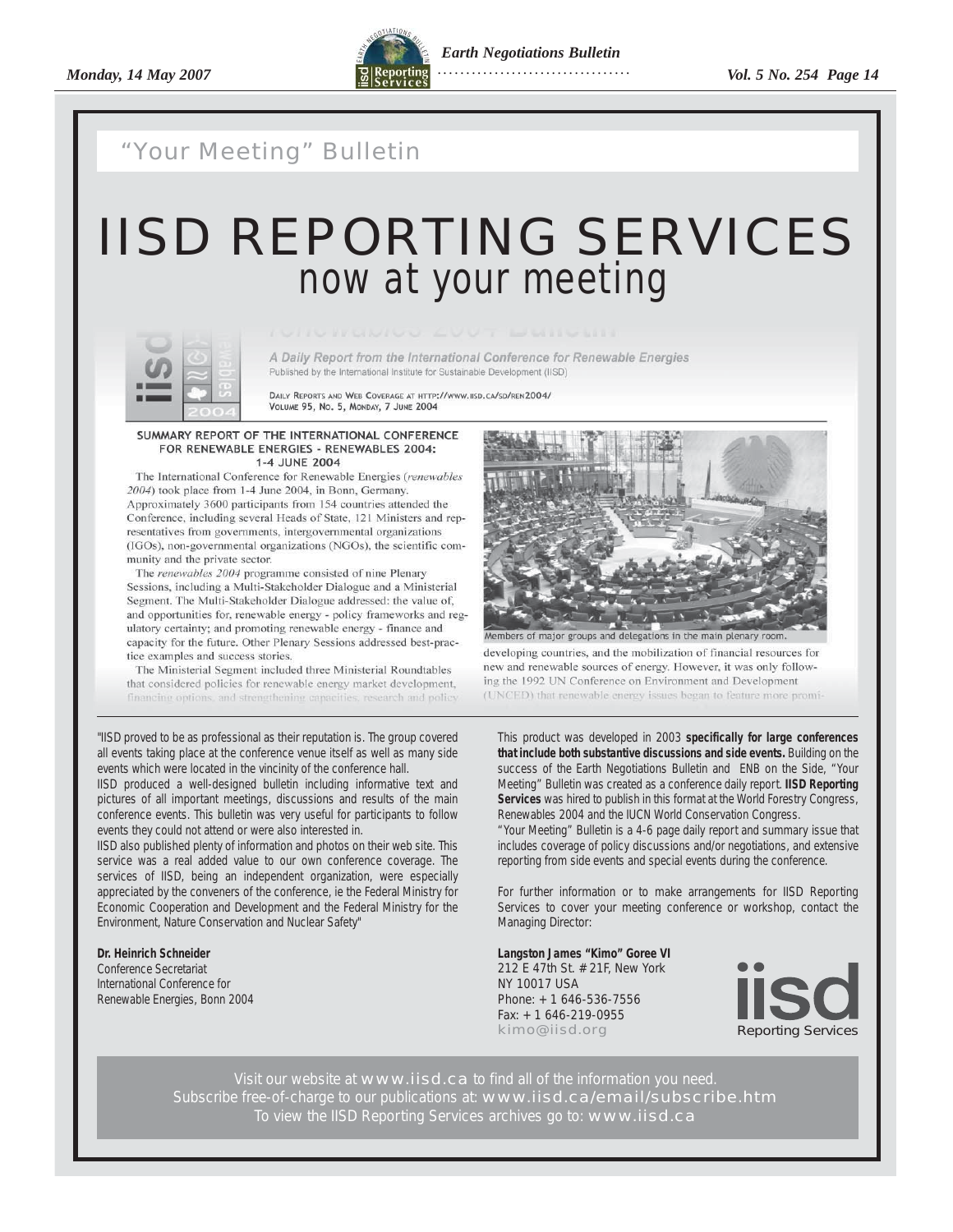"Your Meeting" Bulletin

# IISD REPORTING SERVICES
## now at your meeting

A Daily Report from the International Conference for Renewable Energies

Published by the International Institute for Sustainable Development (IISD)

DAILY REPORTS AND WEB COVERAGE AT HTTP://WWW.IISD.CA/SD/REN2004/
VOLUME 95, NO. 5, MONDAY, 7 JUNE 2004

SUMMARY REPORT OF THE INTERNATIONAL CONFERENCE FOR RENEWABLE ENERGIES - RENEWABLES 2004: 1-4 JUNE 2004

The International Conference for Renewable Energies (*renewables 2004*) took place from 1-4 June 2004, in Bonn, Germany. Approximately 3600 participants from 154 countries attended the Conference, including several Heads of State, 121 Ministers and representatives from governments, intergovernmental organizations (IGOs), non-governmental organizations (NGOs), the scientific community and the private sector.

The *renewables 2004* programme consisted of nine Plenary Sessions, including a Multi-Stakeholder Dialogue and a Ministerial Segment. The Multi-Stakeholder Dialogue addressed: the value of, and opportunities for, renewable energy - policy frameworks and regulatory certainty; and promoting renewable energy - finance and capacity for the future. Other Plenary Sessions addressed best-practice examples and success stories.

The Ministerial Segment included three Ministerial Roundtables that considered policies for renewable energy market development, financing options, and strengthening capacities, research and policy

Members of major groups and delegations in the main plenary room.

developing countries, and the mobilization of financial resources for new and renewable sources of energy. However, it was only following the 1992 UN Conference on Environment and Development (UNCED) that renewable energy issues began to feature more promi-

"IISD proved to be as professional as their reputation is. The group covered all events taking place at the conference venue itself as well as many side events which were located in the vincinity of the conference hall.

IISD produced a well-designed bulletin including informative text and pictures of all important meetings, discussions and results of the main conference events. This bulletin was very useful for participants to follow events they could not attend or were also interested in.

IISD also published plenty of information and photos on their web site. This service was a real added value to our own conference coverage. The services of IISD, being an independent organization, were especially appreciated by the conveners of the conference, ie the Federal Ministry for Economic Cooperation and Development and the Federal Ministry for the Environment, Nature Conservation and Nuclear Safety"

**Dr. Heinrich Schneider**
Conference Secretariat
International Conference for
Renewable Energies, Bonn 2004

This product was developed in 2003 **specifically for large conferences that include both substantive discussions and side events.** Building on the success of the Earth Negotiations Bulletin and ENB on the Side, "Your Meeting" Bulletin was created as a conference daily report. **IISD Reporting Services** was hired to publish in this format at the World Forestry Congress, Renewables 2004 and the IUCN World Conservation Congress.

"Your Meeting" Bulletin is a 4-6 page daily report and summary issue that includes coverage of policy discussions and/or negotiations, and extensive reporting from side events and special events during the conference.

For further information or to make arrangements for IISD Reporting Services to cover your meeting conference or workshop, contact the Managing Director:

**Langston James "Kimo" Goree VI**
212 E 47th St. #21F, New York
NY 10017 USA
Phone: +1 646-536-7556
Fax: +1 646-219-0955
kimo@iisd.org

iisd Reporting Services

Visit our website at www.iisd.ca to find all of the information you need.
Subscribe free-of-charge to our publications at: www.iisd.ca/email/subscribe.htm
To view the IISD Reporting Services archives go to: www.iisd.ca